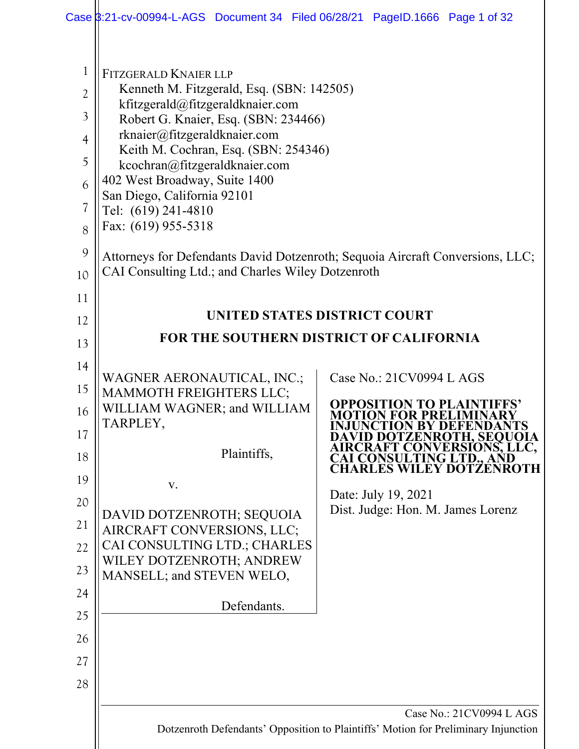FITZGERALD KNAIER LLP
Kenneth M. Fitzgerald, Esq. (SBN: 142505)
kfitzgerald@fitzgeraldknaier.com
Robert G. Knaier, Esq. (SBN: 234466)
rknaier@fitzgeraldknaier.com
Keith M. Cochran, Esq. (SBN: 254346)
kcochran@fitzgeraldknaier.com
402 West Broadway, Suite 1400
San Diego, California 92101
Tel: (619) 241-4810
Fax: (619) 955-5318

Attorneys for Defendants David Dotzenroth; Sequoia Aircraft Conversions, LLC; CAI Consulting Ltd.; and Charles Wiley Dotzenroth

**UNITED STATES DISTRICT COURT**

**FOR THE SOUTHERN DISTRICT OF CALIFORNIA**

WAGNER AERONAUTICAL, INC.; MAMMOTH FREIGHTERS LLC; WILLIAM WAGNER; and WILLIAM TARPLEY,

Plaintiffs,

v.

DAVID DOTZENROTH; SEQUOIA AIRCRAFT CONVERSIONS, LLC; CAI CONSULTING LTD.; CHARLES WILEY DOTZENROTH; ANDREW MANSELL; and STEVEN WELO,

Defendants.

Case No.: 21CV0994 L AGS

**OPPOSITION TO PLAINTIFFS' MOTION FOR PRELIMINARY INJUNCTION BY DEFENDANTS DAVID DOTZENROTH, SEQUOIA AIRCRAFT CONVERSIONS, LLC, CAI CONSULTING LTD., AND CHARLES WILEY DOTZENROTH**

Date: July 19, 2021
Dist. Judge: Hon. M. James Lorenz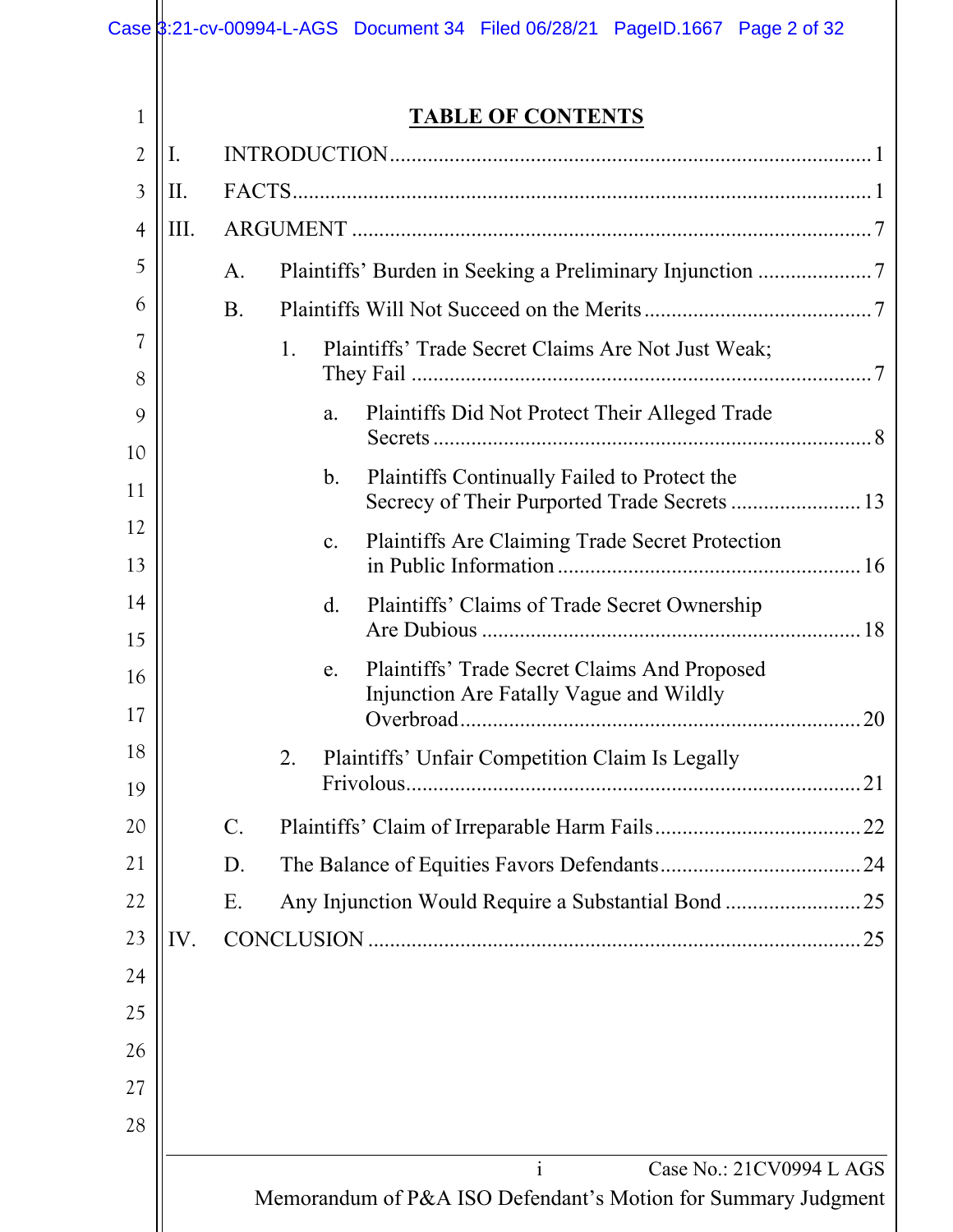## TABLE OF CONTENTS

I. INTRODUCTION .......... 1

II. FACTS .......... 1

III. ARGUMENT .......... 7

- A. Plaintiffs' Burden in Seeking a Preliminary Injunction .......... 7
- B. Plaintiffs Will Not Succeed on the Merits .......... 7
  - 1. Plaintiffs' Trade Secret Claims Are Not Just Weak; They Fail .......... 7
    - a. Plaintiffs Did Not Protect Their Alleged Trade Secrets .......... 8
    - b. Plaintiffs Continually Failed to Protect the Secrecy of Their Purported Trade Secrets .......... 13
    - c. Plaintiffs Are Claiming Trade Secret Protection in Public Information .......... 16
    - d. Plaintiffs' Claims of Trade Secret Ownership Are Dubious .......... 18
    - e. Plaintiffs' Trade Secret Claims And Proposed Injunction Are Fatally Vague and Wildly Overbroad .......... 20
  - 2. Plaintiffs' Unfair Competition Claim Is Legally Frivolous .......... 21
- C. Plaintiffs' Claim of Irreparable Harm Fails .......... 22
- D. The Balance of Equities Favors Defendants .......... 24
- E. Any Injunction Would Require a Substantial Bond .......... 25

IV. CONCLUSION .......... 25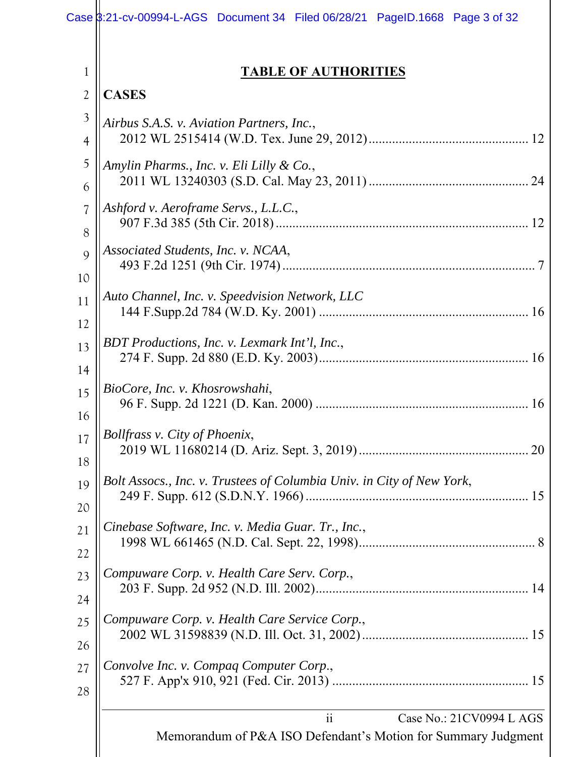# TABLE OF AUTHORITIES

## CASES

*Airbus S.A.S. v. Aviation Partners, Inc.*,
2012 WL 2515414 (W.D. Tex. June 29, 2012) ............................................... 12

*Amylin Pharms., Inc. v. Eli Lilly & Co.*,
2011 WL 13240303 (S.D. Cal. May 23, 2011) ............................................... 24

*Ashford v. Aeroframe Servs., L.L.C.*,
907 F.3d 385 (5th Cir. 2018) ........................................................................... 12

*Associated Students, Inc. v. NCAA*,
493 F.2d 1251 (9th Cir. 1974) ........................................................................... 7

*Auto Channel, Inc. v. Speedvision Network, LLC*
144 F.Supp.2d 784 (W.D. Ky. 2001) .............................................................. 16

*BDT Productions, Inc. v. Lexmark Int'l, Inc.*,
274 F. Supp. 2d 880 (E.D. Ky. 2003) .............................................................. 16

*BioCore, Inc. v. Khosrowshahi*,
96 F. Supp. 2d 1221 (D. Kan. 2000) ............................................................... 16

*Bollfrass v. City of Phoenix*,
2019 WL 11680214 (D. Ariz. Sept. 3, 2019) .................................................. 20

*Bolt Assocs., Inc. v. Trustees of Columbia Univ. in City of New York*,
249 F. Supp. 612 (S.D.N.Y. 1966) .................................................................. 15

*Cinebase Software, Inc. v. Media Guar. Tr., Inc.*,
1998 WL 661465 (N.D. Cal. Sept. 22, 1998) ..................................................... 8

*Compuware Corp. v. Health Care Serv. Corp.*,
203 F. Supp. 2d 952 (N.D. Ill. 2002) ............................................................... 14

*Compuware Corp. v. Health Care Service Corp.*,
2002 WL 31598839 (N.D. Ill. Oct. 31, 2002) ................................................. 15

*Convolve Inc. v. Compaq Computer Corp.*,
527 F. App'x 910, 921 (Fed. Cir. 2013) .......................................................... 15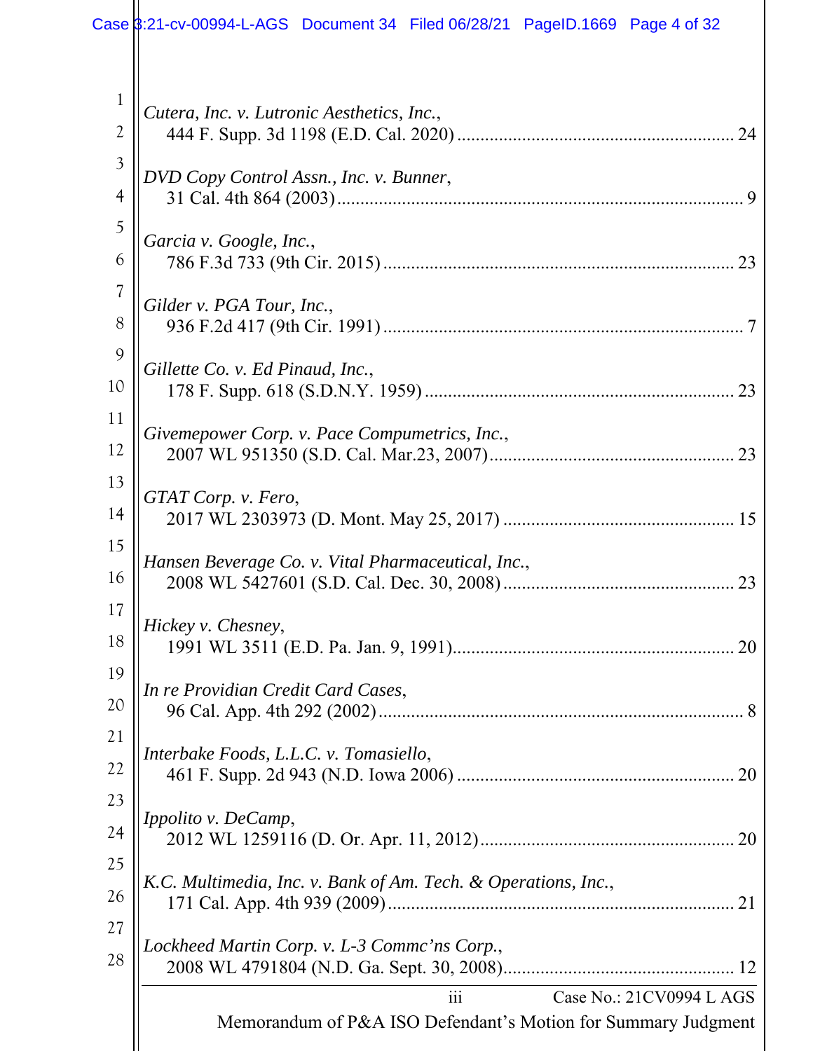*Cutera, Inc. v. Lutronic Aesthetics, Inc.*,
444 F. Supp. 3d 1198 (E.D. Cal. 2020) .......... 24

*DVD Copy Control Assn., Inc. v. Bunner*,
31 Cal. 4th 864 (2003) .......... 9

*Garcia v. Google, Inc.*,
786 F.3d 733 (9th Cir. 2015) .......... 23

*Gilder v. PGA Tour, Inc.*,
936 F.2d 417 (9th Cir. 1991) .......... 7

*Gillette Co. v. Ed Pinaud, Inc.*,
178 F. Supp. 618 (S.D.N.Y. 1959) .......... 23

*Givemepower Corp. v. Pace Compumetrics, Inc.*,
2007 WL 951350 (S.D. Cal. Mar.23, 2007) .......... 23

*GTAT Corp. v. Fero*,
2017 WL 2303973 (D. Mont. May 25, 2017) .......... 15

*Hansen Beverage Co. v. Vital Pharmaceutical, Inc.*,
2008 WL 5427601 (S.D. Cal. Dec. 30, 2008) .......... 23

*Hickey v. Chesney*,
1991 WL 3511 (E.D. Pa. Jan. 9, 1991) .......... 20

*In re Providian Credit Card Cases*,
96 Cal. App. 4th 292 (2002) .......... 8

*Interbake Foods, L.L.C. v. Tomasiello*,
461 F. Supp. 2d 943 (N.D. Iowa 2006) .......... 20

*Ippolito v. DeCamp*,
2012 WL 1259116 (D. Or. Apr. 11, 2012) .......... 20

*K.C. Multimedia, Inc. v. Bank of Am. Tech. & Operations, Inc.*,
171 Cal. App. 4th 939 (2009) .......... 21

*Lockheed Martin Corp. v. L-3 Commc'ns Corp.*,
2008 WL 4791804 (N.D. Ga. Sept. 30, 2008) .......... 12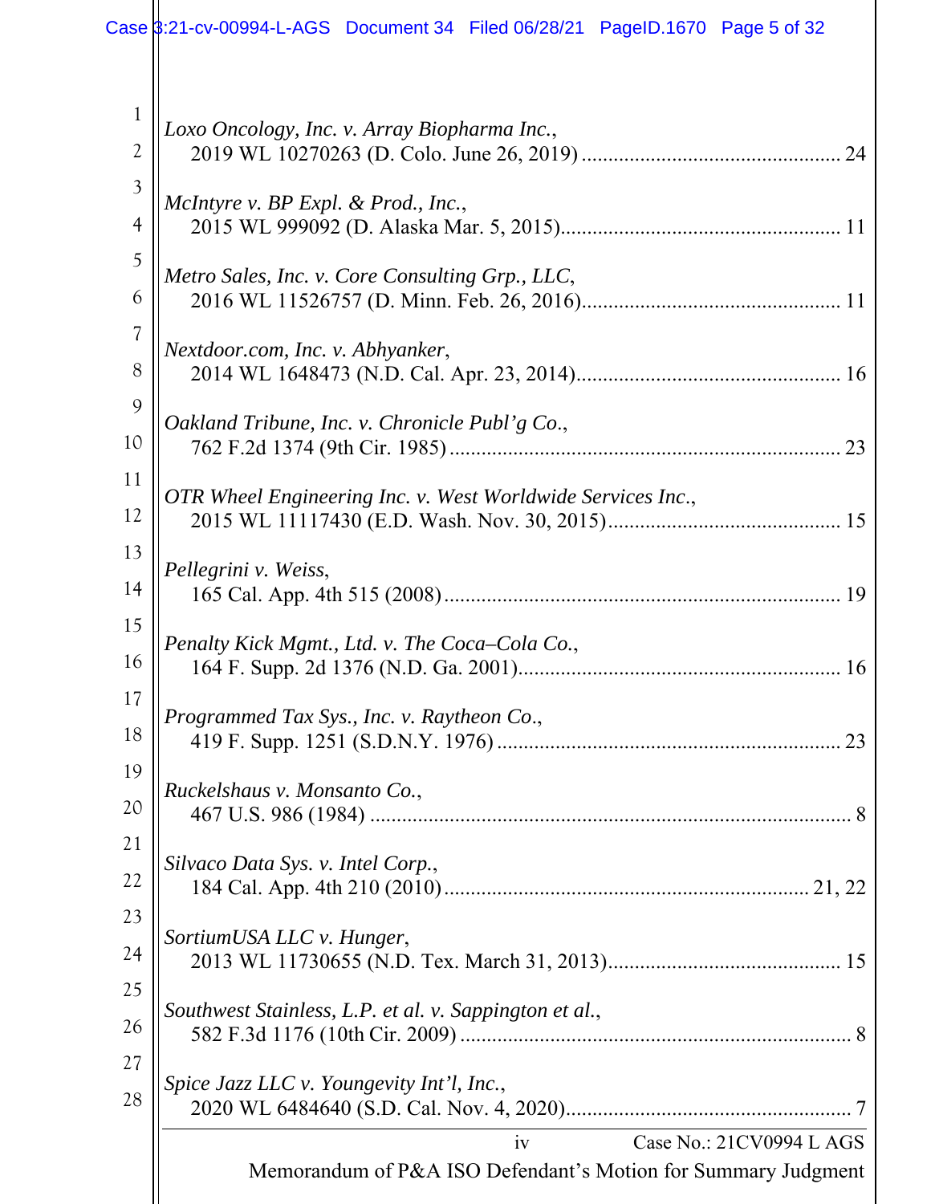*Loxo Oncology, Inc. v. Array Biopharma Inc.*,
2019 WL 10270263 (D. Colo. June 26, 2019) ................................................ 24

*McIntyre v. BP Expl. & Prod., Inc.*,
2015 WL 999092 (D. Alaska Mar. 5, 2015).................................................... 11

*Metro Sales, Inc. v. Core Consulting Grp., LLC*,
2016 WL 11526757 (D. Minn. Feb. 26, 2016)................................................ 11

*Nextdoor.com, Inc. v. Abhyanker*,
2014 WL 1648473 (N.D. Cal. Apr. 23, 2014)................................................. 16

*Oakland Tribune, Inc. v. Chronicle Publ'g Co.*,
762 F.2d 1374 (9th Cir. 1985) ....................................................................... 23

*OTR Wheel Engineering Inc. v. West Worldwide Services Inc.*,
2015 WL 11117430 (E.D. Wash. Nov. 30, 2015)........................................... 15

*Pellegrini v. Weiss*,
165 Cal. App. 4th 515 (2008) ........................................................................ 19

*Penalty Kick Mgmt., Ltd. v. The Coca–Cola Co.*,
164 F. Supp. 2d 1376 (N.D. Ga. 2001)........................................................... 16

*Programmed Tax Sys., Inc. v. Raytheon Co.*,
419 F. Supp. 1251 (S.D.N.Y. 1976) ............................................................... 23

*Ruckelshaus v. Monsanto Co.*,
467 U.S. 986 (1984) .......................................................................................... 8

*Silvaco Data Sys. v. Intel Corp.*,
184 Cal. App. 4th 210 (2010) ................................................................... 21, 22

*SortiumUSA LLC v. Hunger*,
2013 WL 11730655 (N.D. Tex. March 31, 2013)........................................... 15

*Southwest Stainless, L.P. et al. v. Sappington et al.*,
582 F.3d 1176 (10th Cir. 2009) ........................................................................ 8

*Spice Jazz LLC v. Youngevity Int'l, Inc.*,
2020 WL 6484640 (S.D. Cal. Nov. 4, 2020)..................................................... 7

iv Case No.: 21CV0994 L AGS

Memorandum of P&A ISO Defendant's Motion for Summary Judgment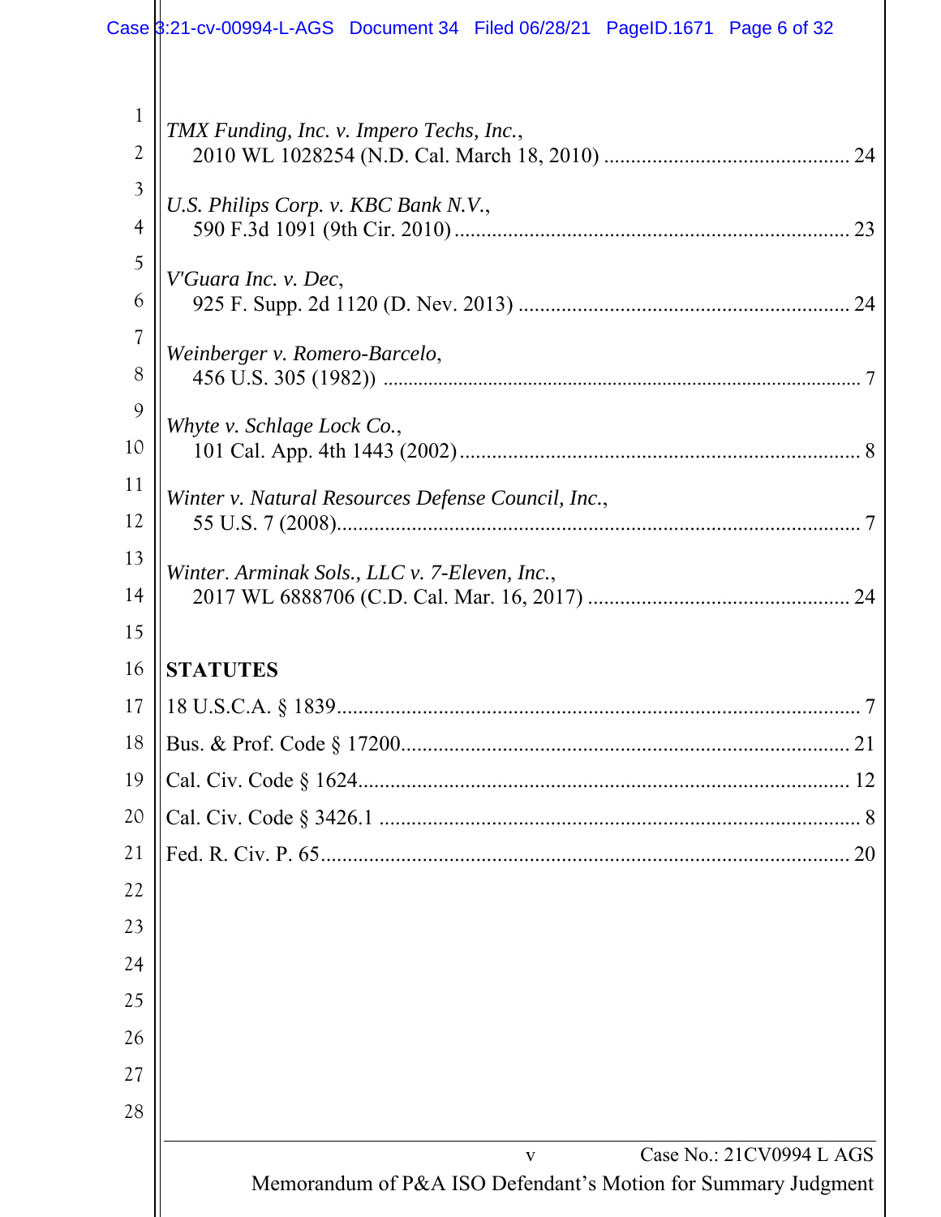*TMX Funding, Inc. v. Impero Techs, Inc.*,
2010 WL 1028254 (N.D. Cal. March 18, 2010) ............................................. 24

*U.S. Philips Corp. v. KBC Bank N.V.*,
590 F.3d 1091 (9th Cir. 2010) .......................................................................... 23

*V'Guara Inc. v. Dec*,
925 F. Supp. 2d 1120 (D. Nev. 2013) ............................................................. 24

*Weinberger v. Romero-Barcelo*,
456 U.S. 305 (1982)) ............................................................................................ 7

*Whyte v. Schlage Lock Co.*,
101 Cal. App. 4th 1443 (2002) ........................................................................... 8

*Winter v. Natural Resources Defense Council, Inc.*,
55 U.S. 7 (2008) .................................................................................................. 7

*Winter. Arminak Sols., LLC v. 7-Eleven, Inc.*,
2017 WL 6888706 (C.D. Cal. Mar. 16, 2017) ................................................. 24

**STATUTES**

18 U.S.C.A. § 1839 .................................................................................................. 7

Bus. & Prof. Code § 17200 .................................................................................... 21

Cal. Civ. Code § 1624 ............................................................................................ 12

Cal. Civ. Code § 3426.1 ........................................................................................... 8

Fed. R. Civ. P. 65 ................................................................................................... 20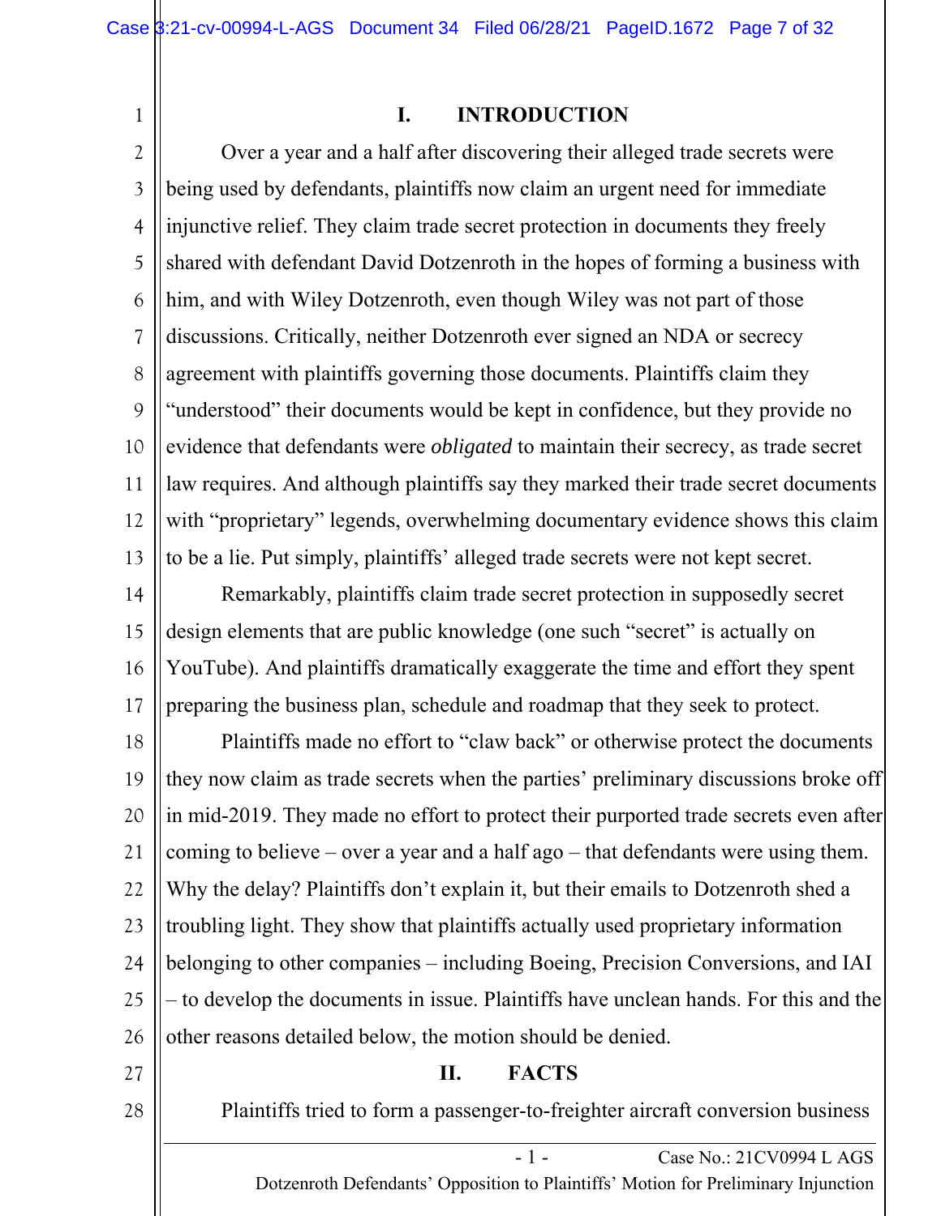## I. INTRODUCTION

Over a year and a half after discovering their alleged trade secrets were being used by defendants, plaintiffs now claim an urgent need for immediate injunctive relief. They claim trade secret protection in documents they freely shared with defendant David Dotzenroth in the hopes of forming a business with him, and with Wiley Dotzenroth, even though Wiley was not part of those discussions. Critically, neither Dotzenroth ever signed an NDA or secrecy agreement with plaintiffs governing those documents. Plaintiffs claim they "understood" their documents would be kept in confidence, but they provide no evidence that defendants were *obligated* to maintain their secrecy, as trade secret law requires. And although plaintiffs say they marked their trade secret documents with "proprietary" legends, overwhelming documentary evidence shows this claim to be a lie. Put simply, plaintiffs' alleged trade secrets were not kept secret.

Remarkably, plaintiffs claim trade secret protection in supposedly secret design elements that are public knowledge (one such "secret" is actually on YouTube). And plaintiffs dramatically exaggerate the time and effort they spent preparing the business plan, schedule and roadmap that they seek to protect.

Plaintiffs made no effort to "claw back" or otherwise protect the documents they now claim as trade secrets when the parties' preliminary discussions broke off in mid-2019. They made no effort to protect their purported trade secrets even after coming to believe – over a year and a half ago – that defendants were using them. Why the delay? Plaintiffs don't explain it, but their emails to Dotzenroth shed a troubling light. They show that plaintiffs actually used proprietary information belonging to other companies – including Boeing, Precision Conversions, and IAI – to develop the documents in issue. Plaintiffs have unclean hands. For this and the other reasons detailed below, the motion should be denied.

## II. FACTS

Plaintiffs tried to form a passenger-to-freighter aircraft conversion business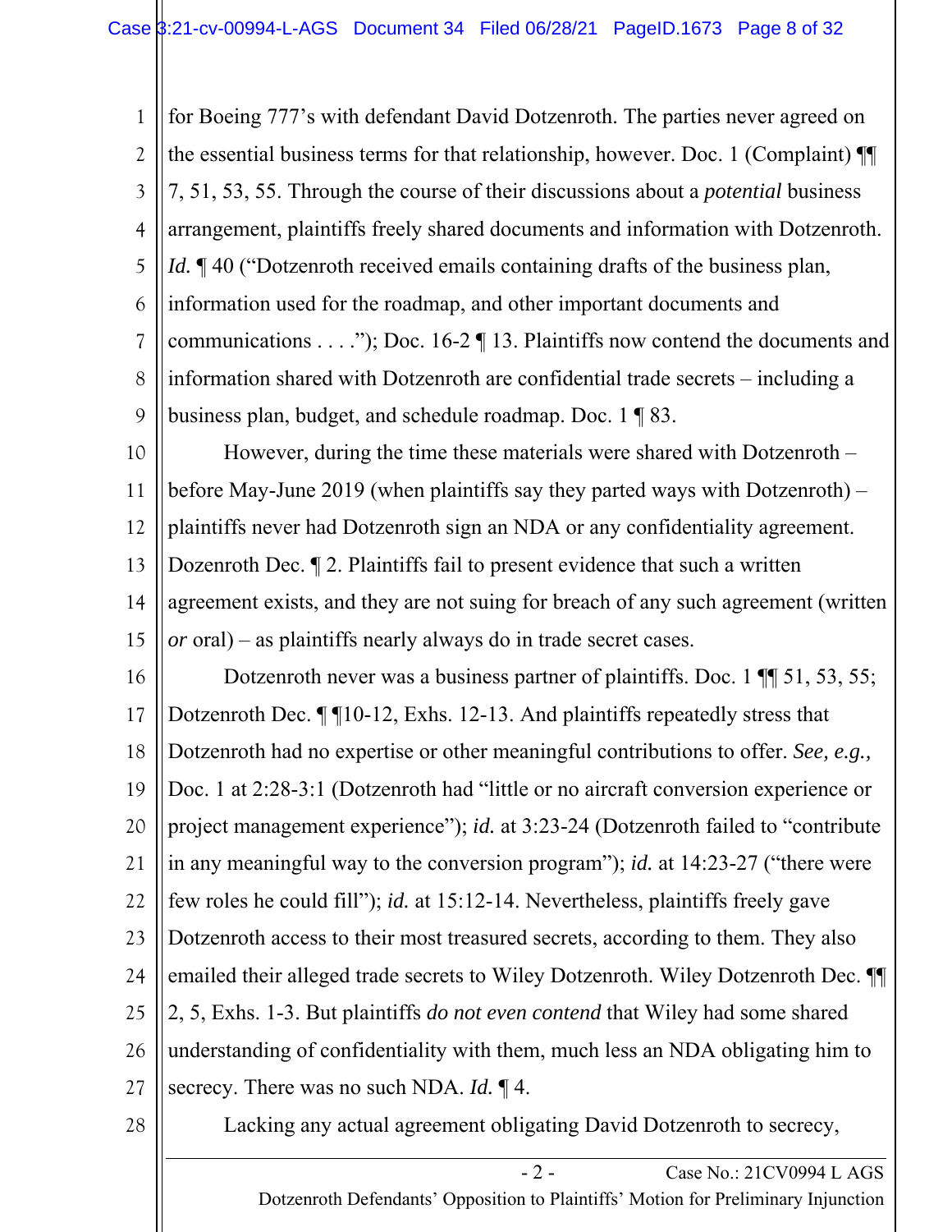for Boeing 777's with defendant David Dotzenroth. The parties never agreed on the essential business terms for that relationship, however. Doc. 1 (Complaint) ¶¶ 7, 51, 53, 55. Through the course of their discussions about a *potential* business arrangement, plaintiffs freely shared documents and information with Dotzenroth. *Id.* ¶ 40 ("Dotzenroth received emails containing drafts of the business plan, information used for the roadmap, and other important documents and communications . . . ."); Doc. 16-2 ¶ 13. Plaintiffs now contend the documents and information shared with Dotzenroth are confidential trade secrets – including a business plan, budget, and schedule roadmap. Doc. 1 ¶ 83.

However, during the time these materials were shared with Dotzenroth – before May-June 2019 (when plaintiffs say they parted ways with Dotzenroth) – plaintiffs never had Dotzenroth sign an NDA or any confidentiality agreement. Dozenroth Dec. ¶ 2. Plaintiffs fail to present evidence that such a written agreement exists, and they are not suing for breach of any such agreement (written *or* oral) – as plaintiffs nearly always do in trade secret cases.

Dotzenroth never was a business partner of plaintiffs. Doc. 1 ¶¶ 51, 53, 55; Dotzenroth Dec. ¶ ¶10-12, Exhs. 12-13. And plaintiffs repeatedly stress that Dotzenroth had no expertise or other meaningful contributions to offer. *See, e.g.,* Doc. 1 at 2:28-3:1 (Dotzenroth had "little or no aircraft conversion experience or project management experience"); *id.* at 3:23-24 (Dotzenroth failed to "contribute in any meaningful way to the conversion program"); *id.* at 14:23-27 ("there were few roles he could fill"); *id.* at 15:12-14. Nevertheless, plaintiffs freely gave Dotzenroth access to their most treasured secrets, according to them. They also emailed their alleged trade secrets to Wiley Dotzenroth. Wiley Dotzenroth Dec. ¶¶ 2, 5, Exhs. 1-3. But plaintiffs *do not even contend* that Wiley had some shared understanding of confidentiality with them, much less an NDA obligating him to secrecy. There was no such NDA. *Id.* ¶ 4.

Lacking any actual agreement obligating David Dotzenroth to secrecy,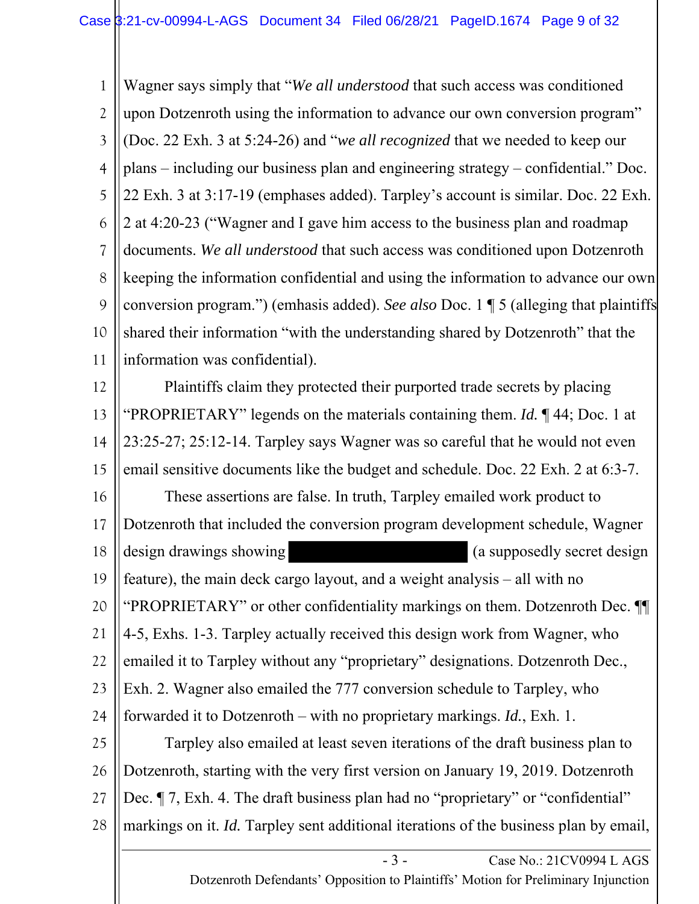Wagner says simply that "*We all understood* that such access was conditioned upon Dotzenroth using the information to advance our own conversion program" (Doc. 22 Exh. 3 at 5:24-26) and "*we all recognized* that we needed to keep our plans – including our business plan and engineering strategy – confidential." Doc. 22 Exh. 3 at 3:17-19 (emphases added). Tarpley's account is similar. Doc. 22 Exh. 2 at 4:20-23 ("Wagner and I gave him access to the business plan and roadmap documents. *We all understood* that such access was conditioned upon Dotzenroth keeping the information confidential and using the information to advance our own conversion program.") (emhasis added). *See also* Doc. 1 ¶ 5 (alleging that plaintiffs shared their information "with the understanding shared by Dotzenroth" that the information was confidential).

Plaintiffs claim they protected their purported trade secrets by placing "PROPRIETARY" legends on the materials containing them. *Id.* ¶ 44; Doc. 1 at 23:25-27; 25:12-14. Tarpley says Wagner was so careful that he would not even email sensitive documents like the budget and schedule. Doc. 22 Exh. 2 at 6:3-7.

These assertions are false. In truth, Tarpley emailed work product to Dotzenroth that included the conversion program development schedule, Wagner design drawings showing [REDACTED] (a supposedly secret design feature), the main deck cargo layout, and a weight analysis – all with no "PROPRIETARY" or other confidentiality markings on them. Dotzenroth Dec. ¶¶ 4-5, Exhs. 1-3. Tarpley actually received this design work from Wagner, who emailed it to Tarpley without any "proprietary" designations. Dotzenroth Dec., Exh. 2. Wagner also emailed the 777 conversion schedule to Tarpley, who forwarded it to Dotzenroth – with no proprietary markings. *Id.*, Exh. 1.

Tarpley also emailed at least seven iterations of the draft business plan to Dotzenroth, starting with the very first version on January 19, 2019. Dotzenroth Dec. ¶ 7, Exh. 4. The draft business plan had no "proprietary" or "confidential" markings on it. *Id.* Tarpley sent additional iterations of the business plan by email,

Dotzenroth Defendants' Opposition to Plaintiffs' Motion for Preliminary Injunction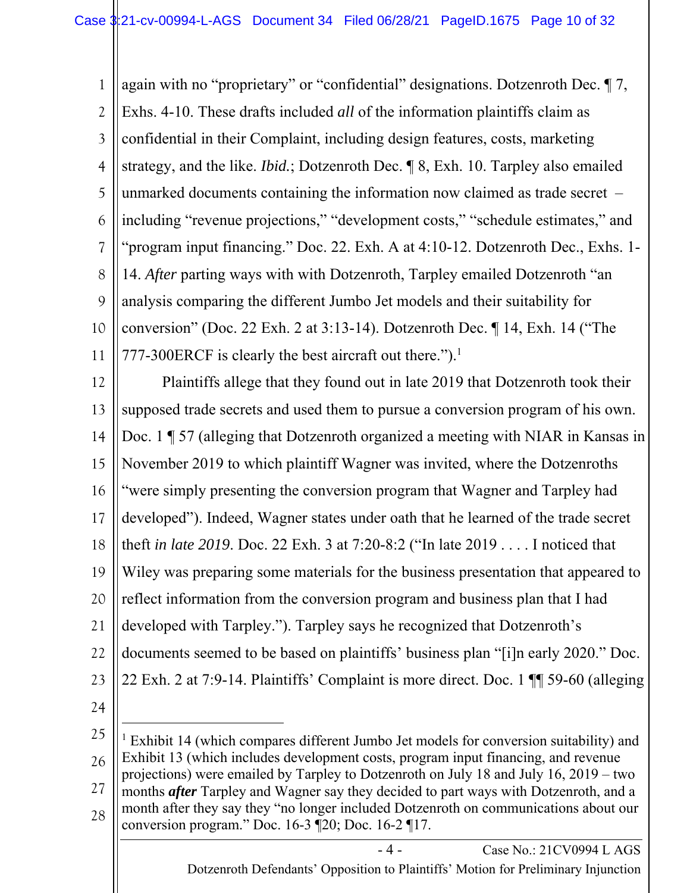again with no "proprietary" or "confidential" designations. Dotzenroth Dec. ¶ 7, Exhs. 4-10. These drafts included *all* of the information plaintiffs claim as confidential in their Complaint, including design features, costs, marketing strategy, and the like. *Ibid.*; Dotzenroth Dec. ¶ 8, Exh. 10. Tarpley also emailed unmarked documents containing the information now claimed as trade secret – including "revenue projections," "development costs," "schedule estimates," and "program input financing." Doc. 22. Exh. A at 4:10-12. Dotzenroth Dec., Exhs. 1-14. *After* parting ways with with Dotzenroth, Tarpley emailed Dotzenroth "an analysis comparing the different Jumbo Jet models and their suitability for conversion" (Doc. 22 Exh. 2 at 3:13-14). Dotzenroth Dec. ¶ 14, Exh. 14 ("The 777-300ERCF is clearly the best aircraft out there.").[1]

Plaintiffs allege that they found out in late 2019 that Dotzenroth took their supposed trade secrets and used them to pursue a conversion program of his own. Doc. 1 ¶ 57 (alleging that Dotzenroth organized a meeting with NIAR in Kansas in November 2019 to which plaintiff Wagner was invited, where the Dotzenroths "were simply presenting the conversion program that Wagner and Tarpley had developed"). Indeed, Wagner states under oath that he learned of the trade secret theft *in late 2019*. Doc. 22 Exh. 3 at 7:20-8:2 ("In late 2019 . . . . I noticed that Wiley was preparing some materials for the business presentation that appeared to reflect information from the conversion program and business plan that I had developed with Tarpley."). Tarpley says he recognized that Dotzenroth's documents seemed to be based on plaintiffs' business plan "[i]n early 2020." Doc. 22 Exh. 2 at 7:9-14. Plaintiffs' Complaint is more direct. Doc. 1 ¶¶ 59-60 (alleging

---

[1] Exhibit 14 (which compares different Jumbo Jet models for conversion suitability) and Exhibit 13 (which includes development costs, program input financing, and revenue projections) were emailed by Tarpley to Dotzenroth on July 18 and July 16, 2019 – two months ***after*** Tarpley and Wagner say they decided to part ways with Dotzenroth, and a month after they say they "no longer included Dotzenroth on communications about our conversion program." Doc. 16-3 ¶20; Doc. 16-2 ¶17.

Dotzenroth Defendants' Opposition to Plaintiffs' Motion for Preliminary Injunction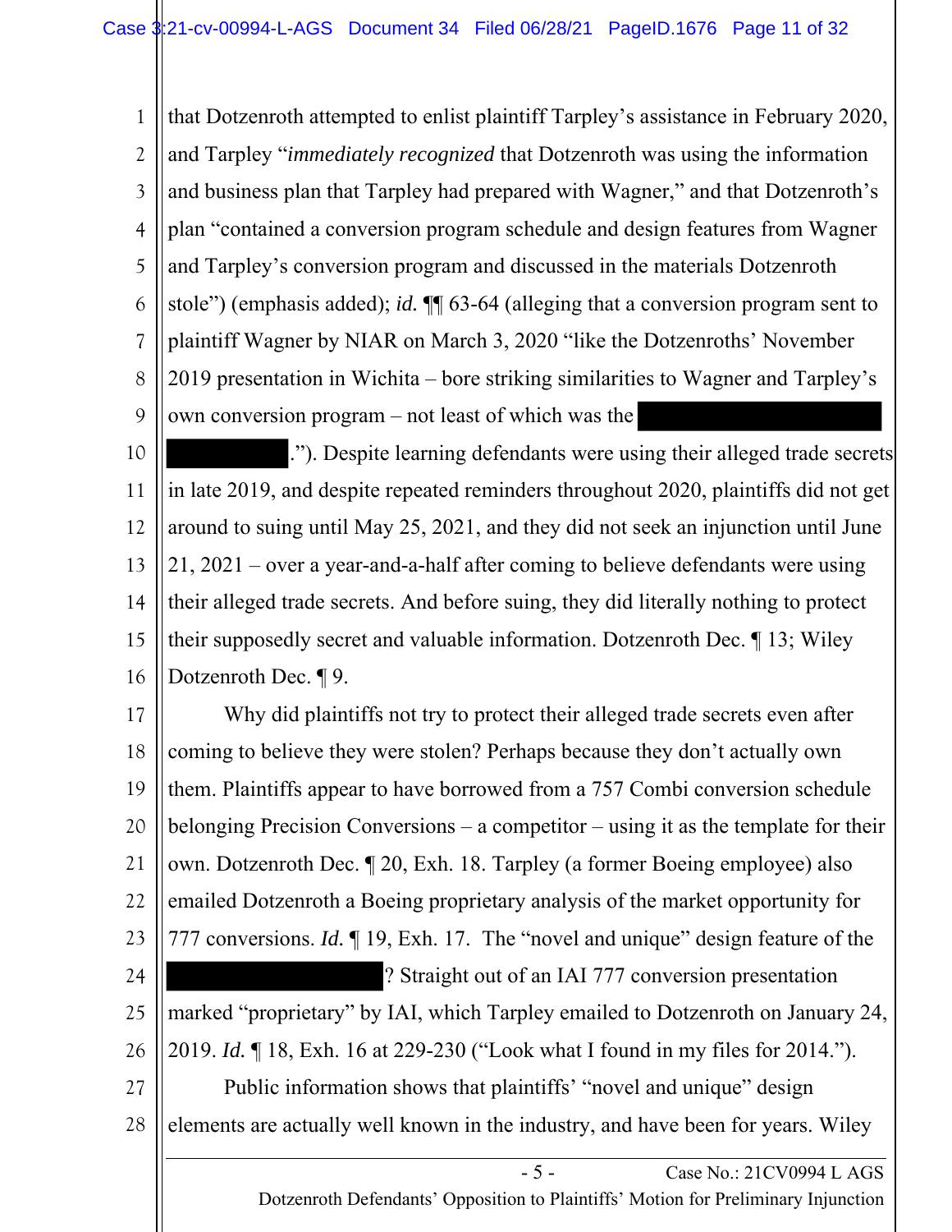that Dotzenroth attempted to enlist plaintiff Tarpley's assistance in February 2020, and Tarpley "*immediately recognized* that Dotzenroth was using the information and business plan that Tarpley had prepared with Wagner," and that Dotzenroth's plan "contained a conversion program schedule and design features from Wagner and Tarpley's conversion program and discussed in the materials Dotzenroth stole") (emphasis added); *id.* ¶¶ 63-64 (alleging that a conversion program sent to plaintiff Wagner by NIAR on March 3, 2020 "like the Dotzenroths' November 2019 presentation in Wichita – bore striking similarities to Wagner and Tarpley's own conversion program – not least of which was the [REDACTED] [REDACTED]."). Despite learning defendants were using their alleged trade secrets in late 2019, and despite repeated reminders throughout 2020, plaintiffs did not get around to suing until May 25, 2021, and they did not seek an injunction until June 21, 2021 – over a year-and-a-half after coming to believe defendants were using their alleged trade secrets. And before suing, they did literally nothing to protect their supposedly secret and valuable information. Dotzenroth Dec. ¶ 13; Wiley Dotzenroth Dec. ¶ 9.

Why did plaintiffs not try to protect their alleged trade secrets even after coming to believe they were stolen? Perhaps because they don't actually own them. Plaintiffs appear to have borrowed from a 757 Combi conversion schedule belonging Precision Conversions – a competitor – using it as the template for their own. Dotzenroth Dec. ¶ 20, Exh. 18. Tarpley (a former Boeing employee) also emailed Dotzenroth a Boeing proprietary analysis of the market opportunity for 777 conversions. *Id.* ¶ 19, Exh. 17. The "novel and unique" design feature of the [REDACTED]? Straight out of an IAI 777 conversion presentation marked "proprietary" by IAI, which Tarpley emailed to Dotzenroth on January 24, 2019. *Id.* ¶ 18, Exh. 16 at 229-230 ("Look what I found in my files for 2014.").

Public information shows that plaintiffs' "novel and unique" design elements are actually well known in the industry, and have been for years. Wiley

Dotzenroth Defendants' Opposition to Plaintiffs' Motion for Preliminary Injunction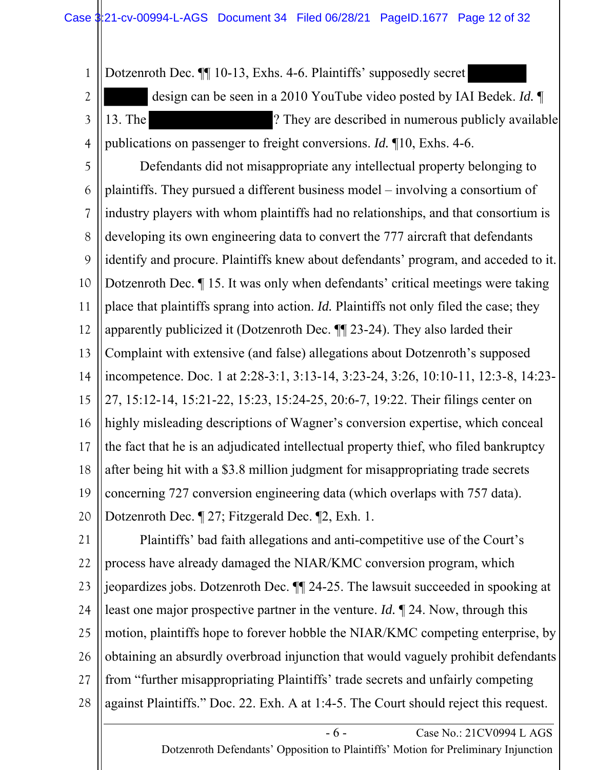Dotzenroth Dec. ¶¶ 10-13, Exhs. 4-6. Plaintiffs' supposedly secret ████████ ██████ design can be seen in a 2010 YouTube video posted by IAI Bedek. *Id.* ¶ 13. The ████████████████? They are described in numerous publicly available publications on passenger to freight conversions. *Id.* ¶10, Exhs. 4-6.

Defendants did not misappropriate any intellectual property belonging to plaintiffs. They pursued a different business model – involving a consortium of industry players with whom plaintiffs had no relationships, and that consortium is developing its own engineering data to convert the 777 aircraft that defendants identify and procure. Plaintiffs knew about defendants' program, and acceded to it. Dotzenroth Dec. ¶ 15. It was only when defendants' critical meetings were taking place that plaintiffs sprang into action. *Id.* Plaintiffs not only filed the case; they apparently publicized it (Dotzenroth Dec. ¶¶ 23-24). They also larded their Complaint with extensive (and false) allegations about Dotzenroth's supposed incompetence. Doc. 1 at 2:28-3:1, 3:13-14, 3:23-24, 3:26, 10:10-11, 12:3-8, 14:23-27, 15:12-14, 15:21-22, 15:23, 15:24-25, 20:6-7, 19:22. Their filings center on highly misleading descriptions of Wagner's conversion expertise, which conceal the fact that he is an adjudicated intellectual property thief, who filed bankruptcy after being hit with a $3.8 million judgment for misappropriating trade secrets concerning 727 conversion engineering data (which overlaps with 757 data). Dotzenroth Dec. ¶ 27; Fitzgerald Dec. ¶2, Exh. 1.

Plaintiffs' bad faith allegations and anti-competitive use of the Court's process have already damaged the NIAR/KMC conversion program, which jeopardizes jobs. Dotzenroth Dec. ¶¶ 24-25. The lawsuit succeeded in spooking at least one major prospective partner in the venture. *Id.* ¶ 24. Now, through this motion, plaintiffs hope to forever hobble the NIAR/KMC competing enterprise, by obtaining an absurdly overbroad injunction that would vaguely prohibit defendants from "further misappropriating Plaintiffs' trade secrets and unfairly competing against Plaintiffs." Doc. 22. Exh. A at 1:4-5. The Court should reject this request.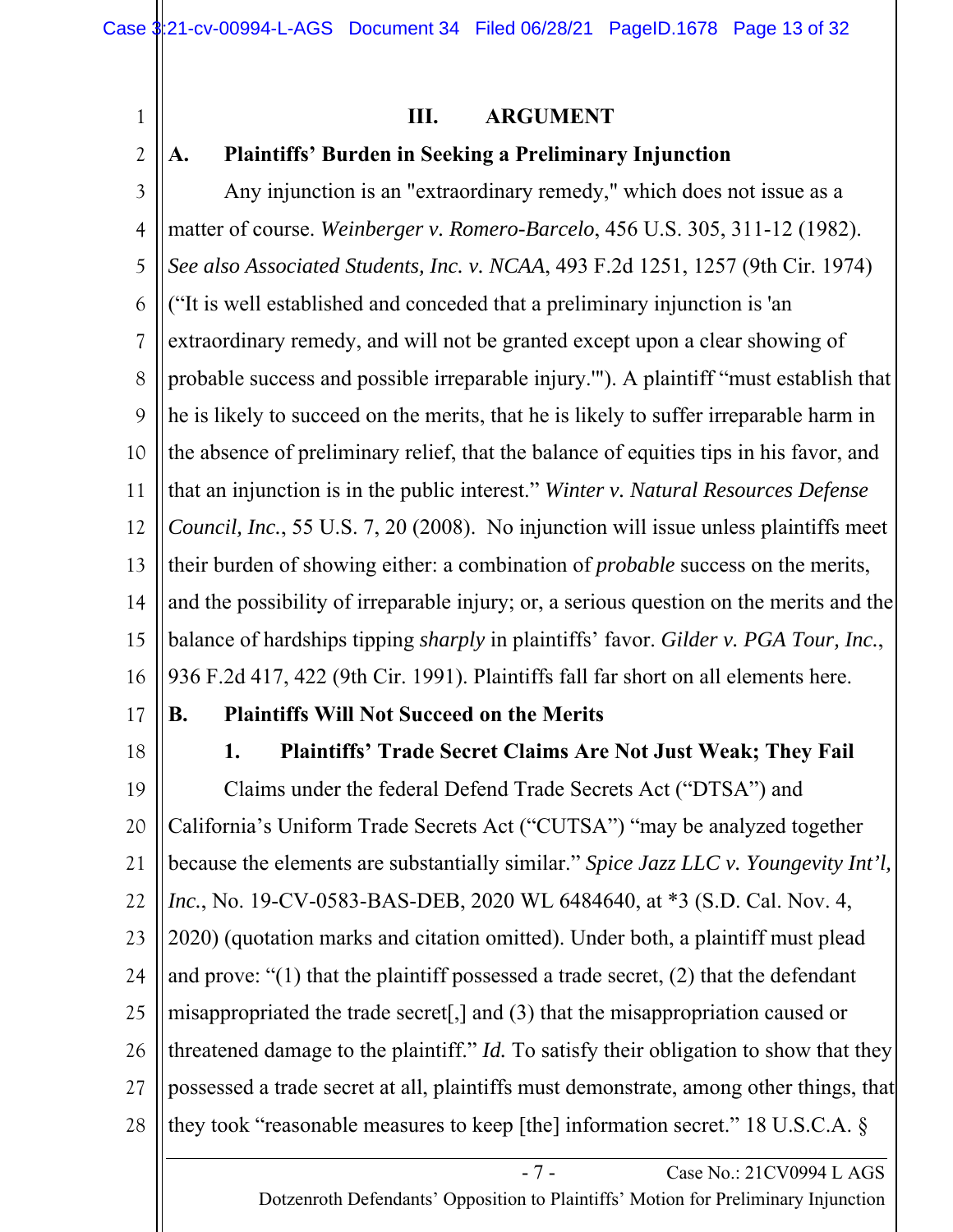## III. ARGUMENT

### A. Plaintiffs' Burden in Seeking a Preliminary Injunction

Any injunction is an "extraordinary remedy," which does not issue as a matter of course. *Weinberger v. Romero-Barcelo*, 456 U.S. 305, 311-12 (1982). *See also Associated Students, Inc. v. NCAA*, 493 F.2d 1251, 1257 (9th Cir. 1974) ("It is well established and conceded that a preliminary injunction is 'an extraordinary remedy, and will not be granted except upon a clear showing of probable success and possible irreparable injury.'"). A plaintiff "must establish that he is likely to succeed on the merits, that he is likely to suffer irreparable harm in the absence of preliminary relief, that the balance of equities tips in his favor, and that an injunction is in the public interest." *Winter v. Natural Resources Defense Council, Inc.*, 55 U.S. 7, 20 (2008). No injunction will issue unless plaintiffs meet their burden of showing either: a combination of *probable* success on the merits, and the possibility of irreparable injury; or, a serious question on the merits and the balance of hardships tipping *sharply* in plaintiffs' favor. *Gilder v. PGA Tour, Inc.*, 936 F.2d 417, 422 (9th Cir. 1991). Plaintiffs fall far short on all elements here.

### B. Plaintiffs Will Not Succeed on the Merits

#### 1. Plaintiffs' Trade Secret Claims Are Not Just Weak; They Fail

Claims under the federal Defend Trade Secrets Act ("DTSA") and California's Uniform Trade Secrets Act ("CUTSA") "may be analyzed together because the elements are substantially similar." *Spice Jazz LLC v. Youngevity Int'l, Inc.*, No. 19-CV-0583-BAS-DEB, 2020 WL 6484640, at *3 (S.D. Cal. Nov. 4, 2020) (quotation marks and citation omitted). Under both, a plaintiff must plead and prove: "(1) that the plaintiff possessed a trade secret, (2) that the defendant misappropriated the trade secret[,] and (3) that the misappropriation caused or threatened damage to the plaintiff." *Id.* To satisfy their obligation to show that they possessed a trade secret at all, plaintiffs must demonstrate, among other things, that they took "reasonable measures to keep [the] information secret." 18 U.S.C.A. §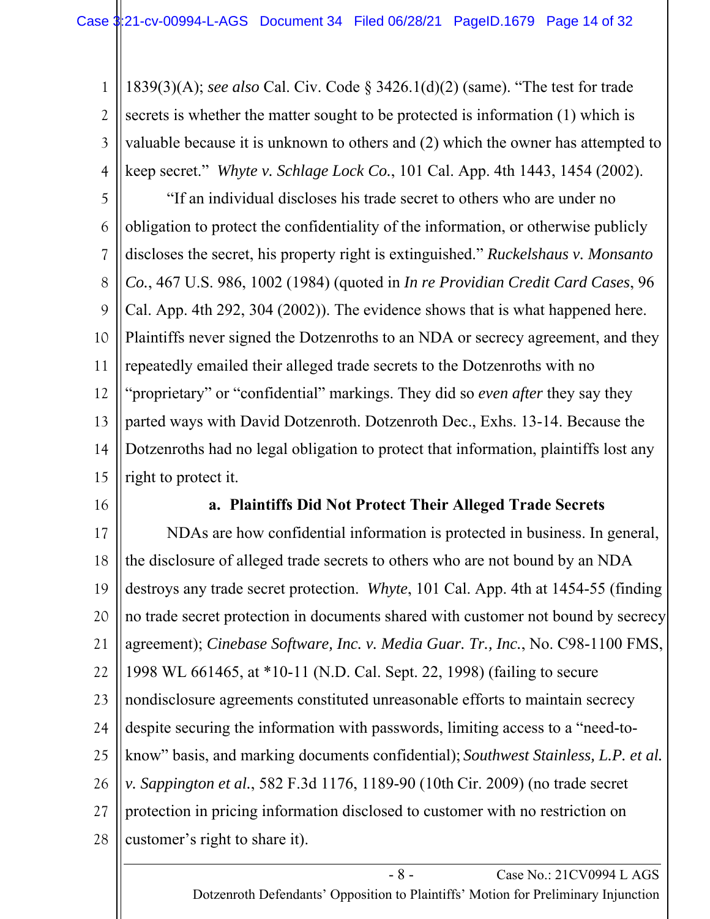1839(3)(A); *see also* Cal. Civ. Code § 3426.1(d)(2) (same). "The test for trade secrets is whether the matter sought to be protected is information (1) which is valuable because it is unknown to others and (2) which the owner has attempted to keep secret." *Whyte v. Schlage Lock Co.*, 101 Cal. App. 4th 1443, 1454 (2002).

"If an individual discloses his trade secret to others who are under no obligation to protect the confidentiality of the information, or otherwise publicly discloses the secret, his property right is extinguished." *Ruckelshaus v. Monsanto Co.*, 467 U.S. 986, 1002 (1984) (quoted in *In re Providian Credit Card Cases*, 96 Cal. App. 4th 292, 304 (2002)). The evidence shows that is what happened here. Plaintiffs never signed the Dotzenroths to an NDA or secrecy agreement, and they repeatedly emailed their alleged trade secrets to the Dotzenroths with no "proprietary" or "confidential" markings. They did so *even after* they say they parted ways with David Dotzenroth. Dotzenroth Dec., Exhs. 13-14. Because the Dotzenroths had no legal obligation to protect that information, plaintiffs lost any right to protect it.

**a. Plaintiffs Did Not Protect Their Alleged Trade Secrets**

NDAs are how confidential information is protected in business. In general, the disclosure of alleged trade secrets to others who are not bound by an NDA destroys any trade secret protection. *Whyte*, 101 Cal. App. 4th at 1454-55 (finding no trade secret protection in documents shared with customer not bound by secrecy agreement); *Cinebase Software, Inc. v. Media Guar. Tr., Inc.*, No. C98-1100 FMS, 1998 WL 661465, at *10-11 (N.D. Cal. Sept. 22, 1998) (failing to secure nondisclosure agreements constituted unreasonable efforts to maintain secrecy despite securing the information with passwords, limiting access to a "need-to-know" basis, and marking documents confidential); *Southwest Stainless, L.P. et al. v. Sappington et al.*, 582 F.3d 1176, 1189-90 (10th Cir. 2009) (no trade secret protection in pricing information disclosed to customer with no restriction on customer's right to share it).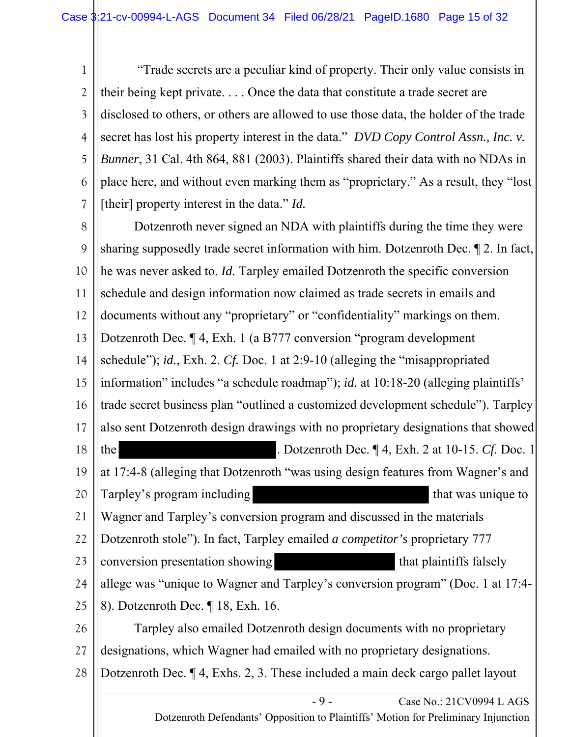"Trade secrets are a peculiar kind of property. Their only value consists in their being kept private. . . . Once the data that constitute a trade secret are disclosed to others, or others are allowed to use those data, the holder of the trade secret has lost his property interest in the data." *DVD Copy Control Assn., Inc. v. Bunner*, 31 Cal. 4th 864, 881 (2003). Plaintiffs shared their data with no NDAs in place here, and without even marking them as "proprietary." As a result, they "lost [their] property interest in the data." *Id.*

Dotzenroth never signed an NDA with plaintiffs during the time they were sharing supposedly trade secret information with him. Dotzenroth Dec. ¶ 2. In fact, he was never asked to. *Id.* Tarpley emailed Dotzenroth the specific conversion schedule and design information now claimed as trade secrets in emails and documents without any "proprietary" or "confidentiality" markings on them. Dotzenroth Dec. ¶ 4, Exh. 1 (a B777 conversion "program development schedule"); *id.*, Exh. 2. *Cf.* Doc. 1 at 2:9-10 (alleging the "misappropriated information" includes "a schedule roadmap"); *id.* at 10:18-20 (alleging plaintiffs' trade secret business plan "outlined a customized development schedule"). Tarpley also sent Dotzenroth design drawings with no proprietary designations that showed the [REDACTED]. Dotzenroth Dec. ¶ 4, Exh. 2 at 10-15. *Cf.* Doc. 1 at 17:4-8 (alleging that Dotzenroth "was using design features from Wagner's and Tarpley's program including [REDACTED] that was unique to Wagner and Tarpley's conversion program and discussed in the materials Dotzenroth stole"). In fact, Tarpley emailed *a competitor's* proprietary 777 conversion presentation showing [REDACTED] that plaintiffs falsely allege was "unique to Wagner and Tarpley's conversion program" (Doc. 1 at 17:4-8). Dotzenroth Dec. ¶ 18, Exh. 16.

Tarpley also emailed Dotzenroth design documents with no proprietary designations, which Wagner had emailed with no proprietary designations. Dotzenroth Dec. ¶ 4, Exhs. 2, 3. These included a main deck cargo pallet layout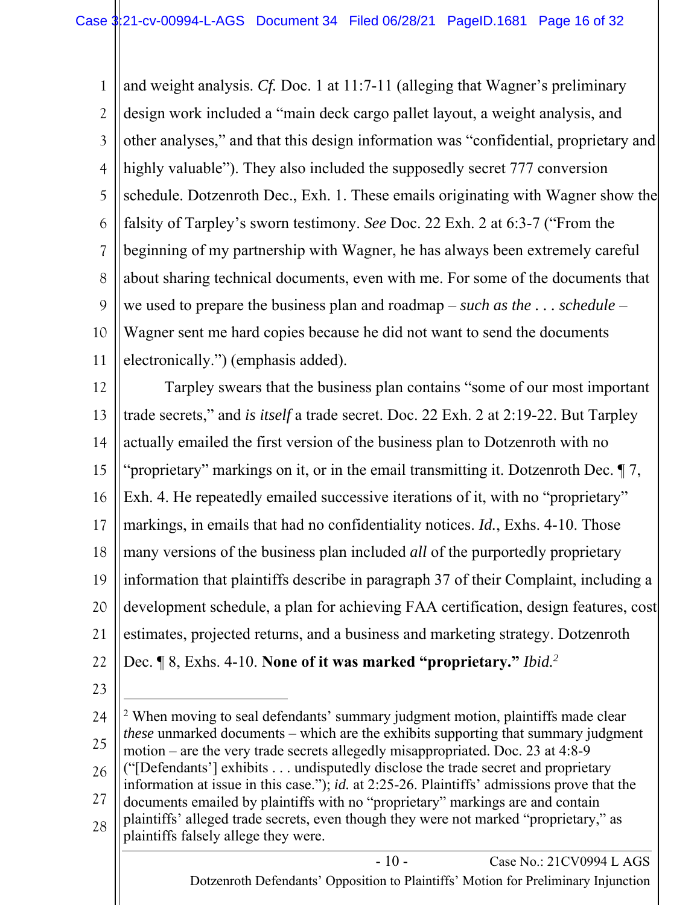and weight analysis. *Cf.* Doc. 1 at 11:7-11 (alleging that Wagner's preliminary design work included a "main deck cargo pallet layout, a weight analysis, and other analyses," and that this design information was "confidential, proprietary and highly valuable"). They also included the supposedly secret 777 conversion schedule. Dotzenroth Dec., Exh. 1. These emails originating with Wagner show the falsity of Tarpley's sworn testimony. *See* Doc. 22 Exh. 2 at 6:3-7 ("From the beginning of my partnership with Wagner, he has always been extremely careful about sharing technical documents, even with me. For some of the documents that we used to prepare the business plan and roadmap – *such as the . . . schedule* – Wagner sent me hard copies because he did not want to send the documents electronically.") (emphasis added).

Tarpley swears that the business plan contains "some of our most important trade secrets," and *is itself* a trade secret. Doc. 22 Exh. 2 at 2:19-22. But Tarpley actually emailed the first version of the business plan to Dotzenroth with no "proprietary" markings on it, or in the email transmitting it. Dotzenroth Dec. ¶ 7, Exh. 4. He repeatedly emailed successive iterations of it, with no "proprietary" markings, in emails that had no confidentiality notices. *Id.*, Exhs. 4-10. Those many versions of the business plan included *all* of the purportedly proprietary information that plaintiffs describe in paragraph 37 of their Complaint, including a development schedule, a plan for achieving FAA certification, design features, cost estimates, projected returns, and a business and marketing strategy. Dotzenroth Dec. ¶ 8, Exhs. 4-10. **None of it was marked "proprietary."** *Ibid.*[2]

---

[2] When moving to seal defendants' summary judgment motion, plaintiffs made clear *these* unmarked documents – which are the exhibits supporting that summary judgment motion – are the very trade secrets allegedly misappropriated. Doc. 23 at 4:8-9 ("[Defendants'] exhibits . . . undisputedly disclose the trade secret and proprietary information at issue in this case."); *id.* at 2:25-26. Plaintiffs' admissions prove that the documents emailed by plaintiffs with no "proprietary" markings are and contain plaintiffs' alleged trade secrets, even though they were not marked "proprietary," as plaintiffs falsely allege they were.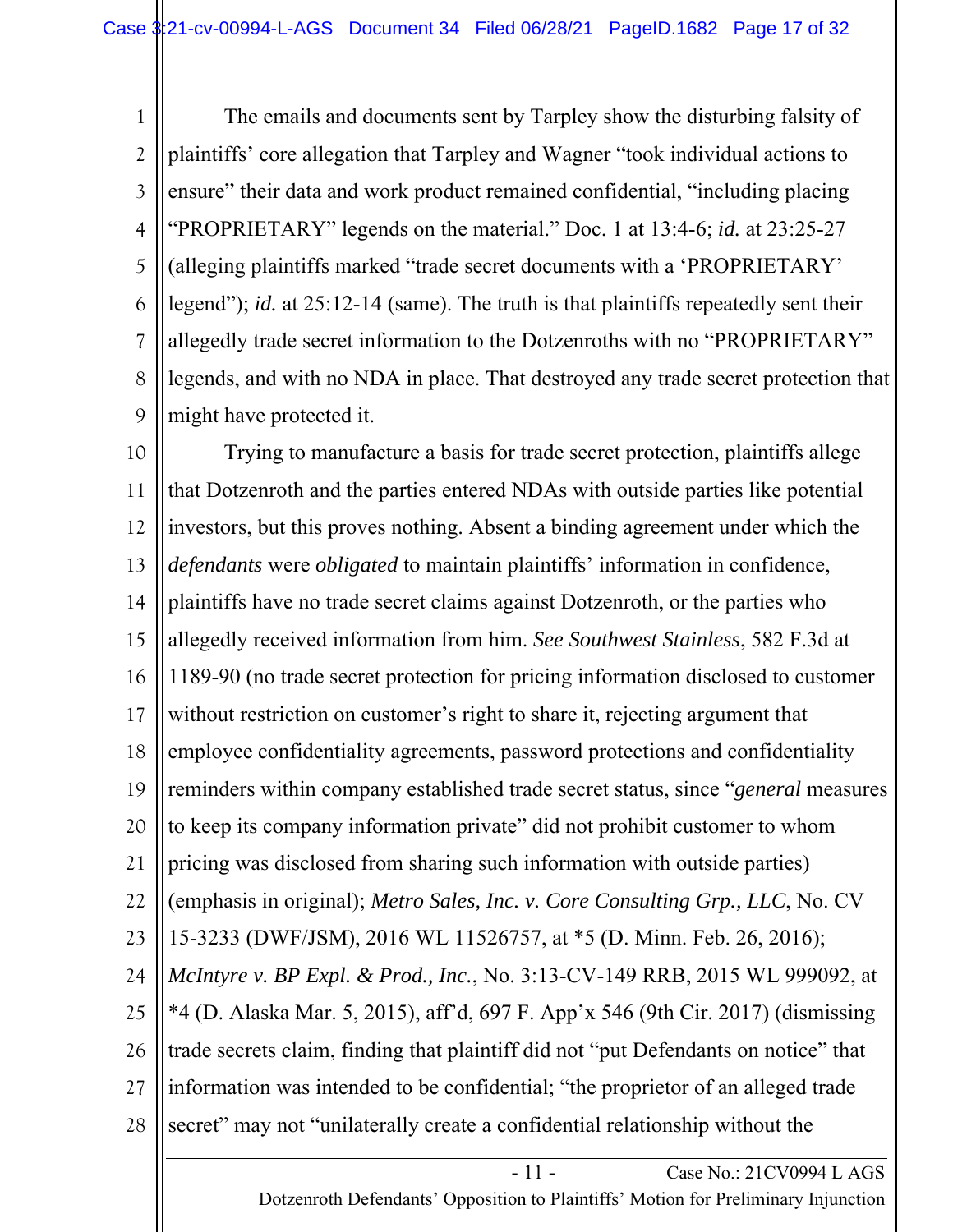The emails and documents sent by Tarpley show the disturbing falsity of plaintiffs' core allegation that Tarpley and Wagner "took individual actions to ensure" their data and work product remained confidential, "including placing "PROPRIETARY" legends on the material." Doc. 1 at 13:4-6; *id.* at 23:25-27 (alleging plaintiffs marked "trade secret documents with a 'PROPRIETARY' legend"); *id.* at 25:12-14 (same). The truth is that plaintiffs repeatedly sent their allegedly trade secret information to the Dotzenroths with no "PROPRIETARY" legends, and with no NDA in place. That destroyed any trade secret protection that might have protected it.

Trying to manufacture a basis for trade secret protection, plaintiffs allege that Dotzenroth and the parties entered NDAs with outside parties like potential investors, but this proves nothing. Absent a binding agreement under which the *defendants* were *obligated* to maintain plaintiffs' information in confidence, plaintiffs have no trade secret claims against Dotzenroth, or the parties who allegedly received information from him. *See Southwest Stainless*, 582 F.3d at 1189-90 (no trade secret protection for pricing information disclosed to customer without restriction on customer's right to share it, rejecting argument that employee confidentiality agreements, password protections and confidentiality reminders within company established trade secret status, since "*general* measures to keep its company information private" did not prohibit customer to whom pricing was disclosed from sharing such information with outside parties) (emphasis in original); *Metro Sales, Inc. v. Core Consulting Grp., LLC*, No. CV 15-3233 (DWF/JSM), 2016 WL 11526757, at *5 (D. Minn. Feb. 26, 2016); *McIntyre v. BP Expl. & Prod., Inc.*, No. 3:13-CV-149 RRB, 2015 WL 999092, at *4 (D. Alaska Mar. 5, 2015), aff'd, 697 F. App'x 546 (9th Cir. 2017) (dismissing trade secrets claim, finding that plaintiff did not "put Defendants on notice" that information was intended to be confidential; "the proprietor of an alleged trade secret" may not "unilaterally create a confidential relationship without the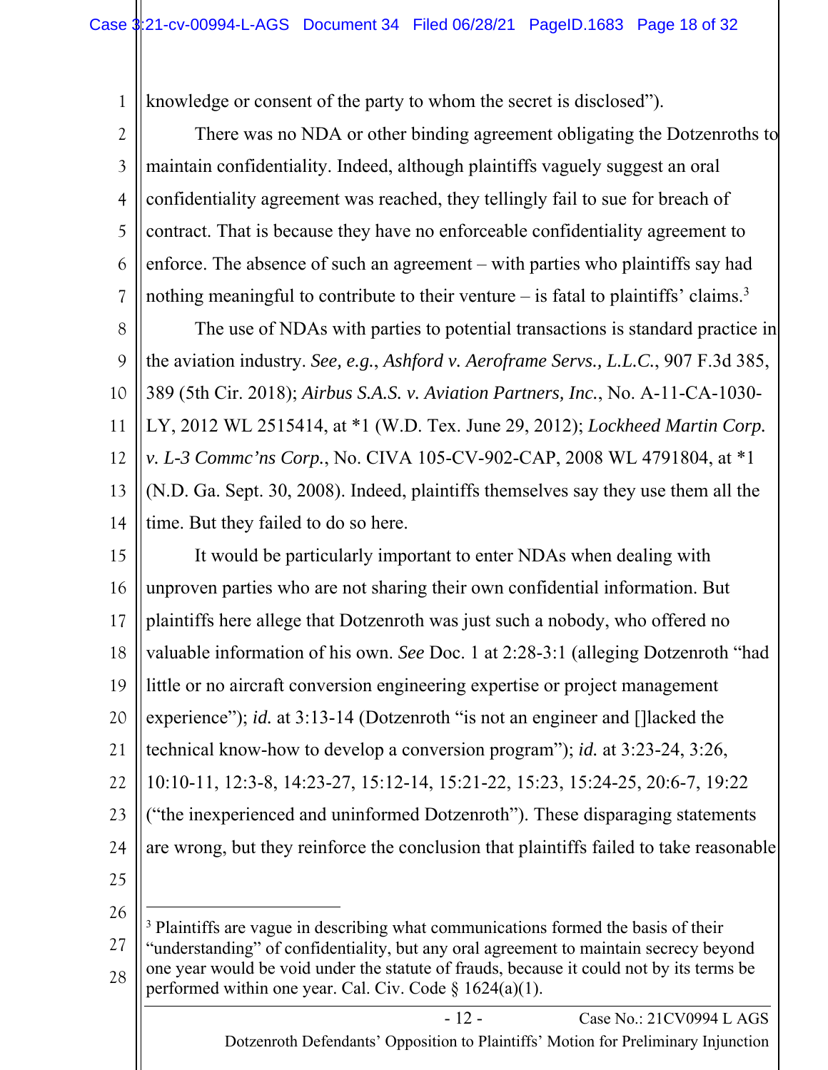knowledge or consent of the party to whom the secret is disclosed").

There was no NDA or other binding agreement obligating the Dotzenroths to maintain confidentiality. Indeed, although plaintiffs vaguely suggest an oral confidentiality agreement was reached, they tellingly fail to sue for breach of contract. That is because they have no enforceable confidentiality agreement to enforce. The absence of such an agreement – with parties who plaintiffs say had nothing meaningful to contribute to their venture – is fatal to plaintiffs' claims.[3]

The use of NDAs with parties to potential transactions is standard practice in the aviation industry. *See, e.g.*, *Ashford v. Aeroframe Servs., L.L.C.*, 907 F.3d 385, 389 (5th Cir. 2018); *Airbus S.A.S. v. Aviation Partners, Inc.*, No. A-11-CA-1030-LY, 2012 WL 2515414, at *1 (W.D. Tex. June 29, 2012); *Lockheed Martin Corp. v. L-3 Commc'ns Corp.*, No. CIVA 105-CV-902-CAP, 2008 WL 4791804, at *1 (N.D. Ga. Sept. 30, 2008). Indeed, plaintiffs themselves say they use them all the time. But they failed to do so here.

It would be particularly important to enter NDAs when dealing with unproven parties who are not sharing their own confidential information. But plaintiffs here allege that Dotzenroth was just such a nobody, who offered no valuable information of his own. *See* Doc. 1 at 2:28-3:1 (alleging Dotzenroth "had little or no aircraft conversion engineering expertise or project management experience"); *id.* at 3:13-14 (Dotzenroth "is not an engineer and []lacked the technical know-how to develop a conversion program"); *id.* at 3:23-24, 3:26, 10:10-11, 12:3-8, 14:23-27, 15:12-14, 15:21-22, 15:23, 15:24-25, 20:6-7, 19:22 ("the inexperienced and uninformed Dotzenroth"). These disparaging statements are wrong, but they reinforce the conclusion that plaintiffs failed to take reasonable

---

[3] Plaintiffs are vague in describing what communications formed the basis of their "understanding" of confidentiality, but any oral agreement to maintain secrecy beyond one year would be void under the statute of frauds, because it could not by its terms be performed within one year. Cal. Civ. Code § 1624(a)(1).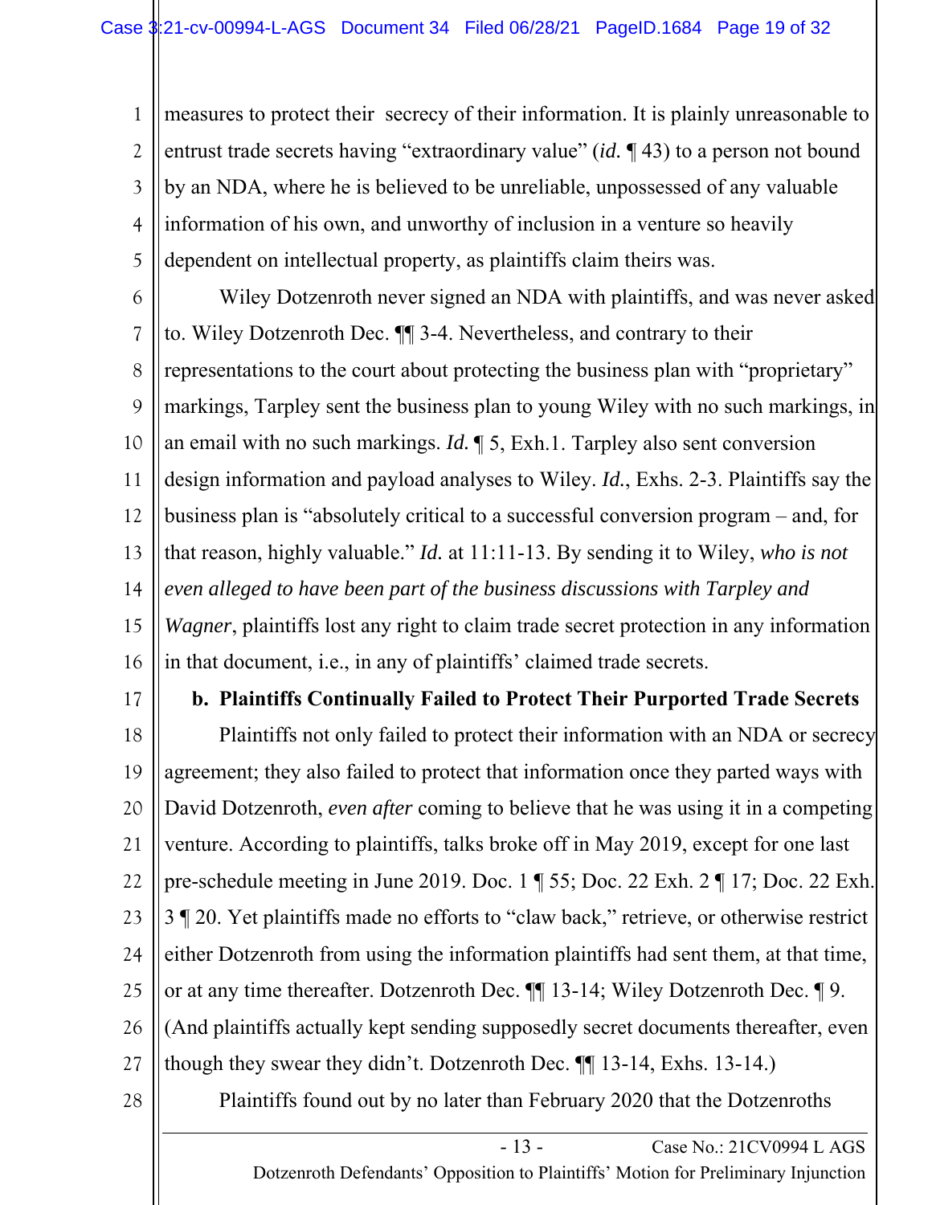measures to protect their  secrecy of their information. It is plainly unreasonable to entrust trade secrets having "extraordinary value" (*id.* ¶ 43) to a person not bound by an NDA, where he is believed to be unreliable, unpossessed of any valuable information of his own, and unworthy of inclusion in a venture so heavily dependent on intellectual property, as plaintiffs claim theirs was.

Wiley Dotzenroth never signed an NDA with plaintiffs, and was never asked to. Wiley Dotzenroth Dec. ¶¶ 3-4. Nevertheless, and contrary to their representations to the court about protecting the business plan with "proprietary" markings, Tarpley sent the business plan to young Wiley with no such markings, in an email with no such markings. *Id.* ¶ 5, Exh.1. Tarpley also sent conversion design information and payload analyses to Wiley. *Id.*, Exhs. 2-3. Plaintiffs say the business plan is "absolutely critical to a successful conversion program – and, for that reason, highly valuable." *Id.* at 11:11-13. By sending it to Wiley, *who is not even alleged to have been part of the business discussions with Tarpley and Wagner*, plaintiffs lost any right to claim trade secret protection in any information in that document, i.e., in any of plaintiffs' claimed trade secrets.

**b. Plaintiffs Continually Failed to Protect Their Purported Trade Secrets**

Plaintiffs not only failed to protect their information with an NDA or secrecy agreement; they also failed to protect that information once they parted ways with David Dotzenroth, *even after* coming to believe that he was using it in a competing venture. According to plaintiffs, talks broke off in May 2019, except for one last pre-schedule meeting in June 2019. Doc. 1 ¶ 55; Doc. 22 Exh. 2 ¶ 17; Doc. 22 Exh. 3 ¶ 20. Yet plaintiffs made no efforts to "claw back," retrieve, or otherwise restrict either Dotzenroth from using the information plaintiffs had sent them, at that time, or at any time thereafter. Dotzenroth Dec. ¶¶ 13-14; Wiley Dotzenroth Dec. ¶ 9. (And plaintiffs actually kept sending supposedly secret documents thereafter, even though they swear they didn't. Dotzenroth Dec. ¶¶ 13-14, Exhs. 13-14.)

Plaintiffs found out by no later than February 2020 that the Dotzenroths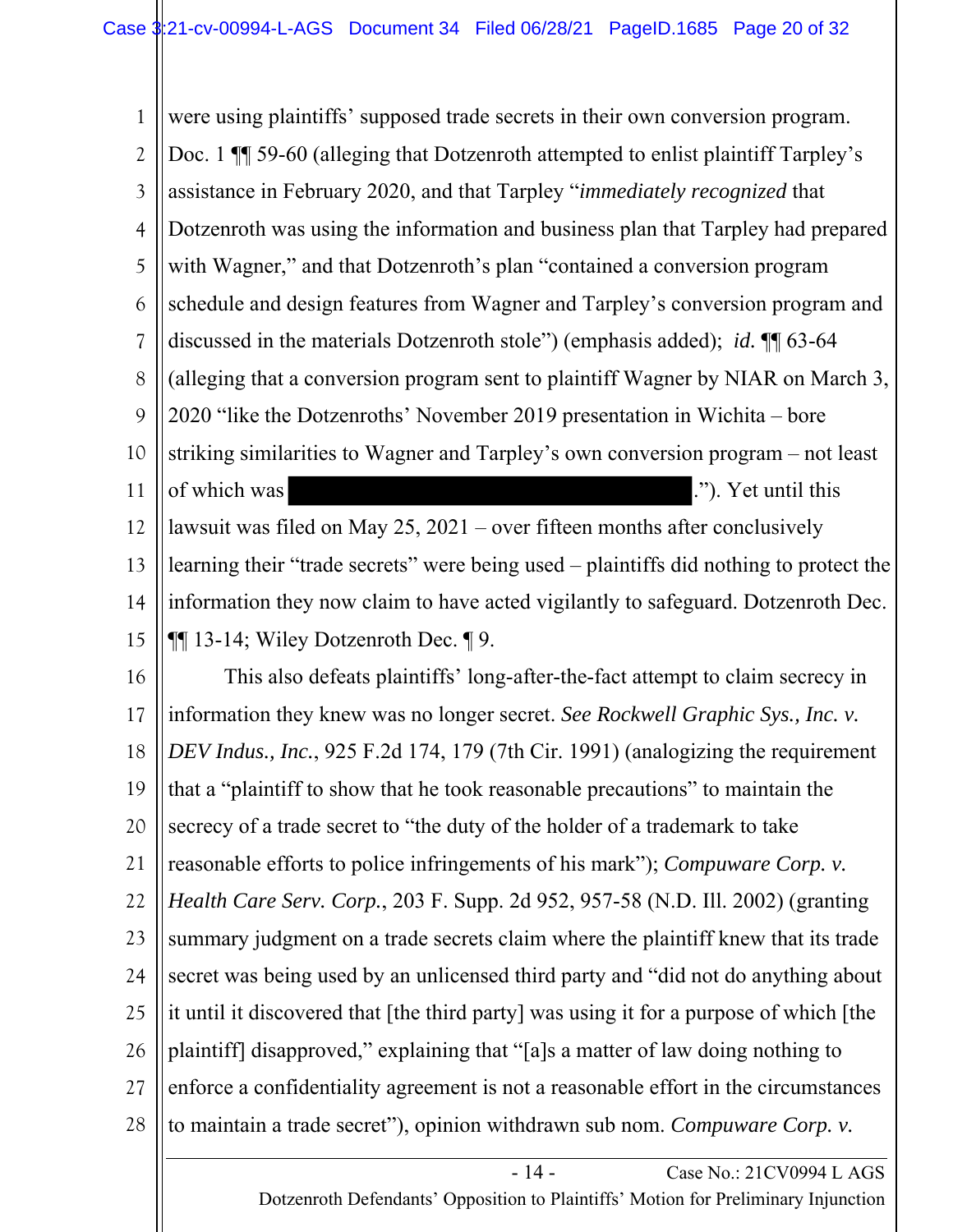were using plaintiffs' supposed trade secrets in their own conversion program. Doc. 1 ¶¶ 59-60 (alleging that Dotzenroth attempted to enlist plaintiff Tarpley's assistance in February 2020, and that Tarpley "*immediately recognized* that Dotzenroth was using the information and business plan that Tarpley had prepared with Wagner," and that Dotzenroth's plan "contained a conversion program schedule and design features from Wagner and Tarpley's conversion program and discussed in the materials Dotzenroth stole") (emphasis added); *id.* ¶¶ 63-64 (alleging that a conversion program sent to plaintiff Wagner by NIAR on March 3, 2020 "like the Dotzenroths' November 2019 presentation in Wichita – bore striking similarities to Wagner and Tarpley's own conversion program – not least of which was [REDACTED]."). Yet until this lawsuit was filed on May 25, 2021 – over fifteen months after conclusively learning their "trade secrets" were being used – plaintiffs did nothing to protect the information they now claim to have acted vigilantly to safeguard. Dotzenroth Dec. ¶¶ 13-14; Wiley Dotzenroth Dec. ¶ 9.

This also defeats plaintiffs' long-after-the-fact attempt to claim secrecy in information they knew was no longer secret. *See Rockwell Graphic Sys., Inc. v. DEV Indus., Inc.*, 925 F.2d 174, 179 (7th Cir. 1991) (analogizing the requirement that a "plaintiff to show that he took reasonable precautions" to maintain the secrecy of a trade secret to "the duty of the holder of a trademark to take reasonable efforts to police infringements of his mark"); *Compuware Corp. v. Health Care Serv. Corp.*, 203 F. Supp. 2d 952, 957-58 (N.D. Ill. 2002) (granting summary judgment on a trade secrets claim where the plaintiff knew that its trade secret was being used by an unlicensed third party and "did not do anything about it until it discovered that [the third party] was using it for a purpose of which [the plaintiff] disapproved," explaining that "[a]s a matter of law doing nothing to enforce a confidentiality agreement is not a reasonable effort in the circumstances to maintain a trade secret"), opinion withdrawn sub nom. *Compuware Corp. v.*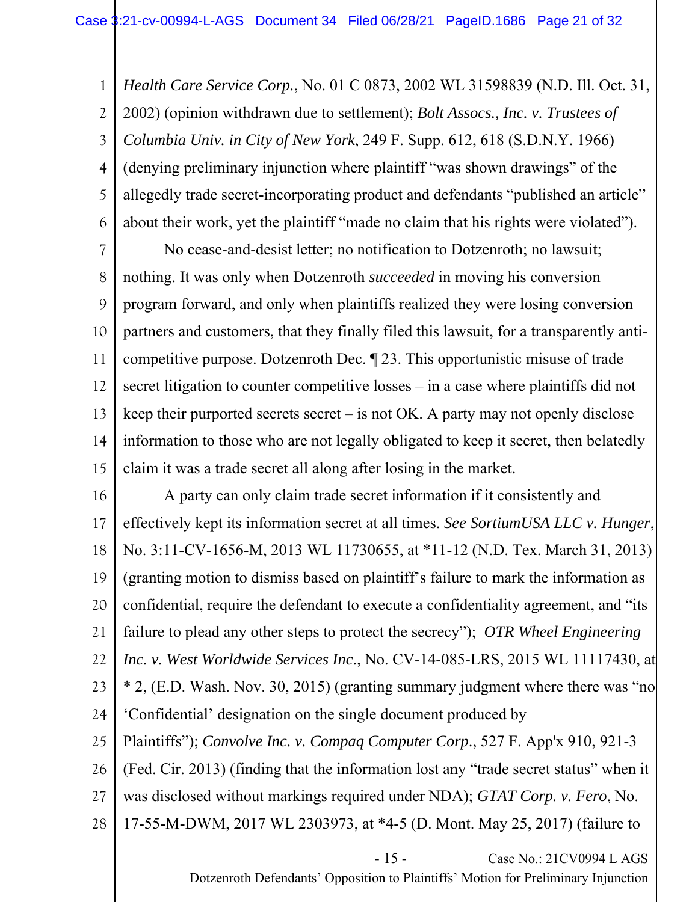*Health Care Service Corp.*, No. 01 C 0873, 2002 WL 31598839 (N.D. Ill. Oct. 31, 2002) (opinion withdrawn due to settlement); *Bolt Assocs., Inc. v. Trustees of Columbia Univ. in City of New York*, 249 F. Supp. 612, 618 (S.D.N.Y. 1966) (denying preliminary injunction where plaintiff "was shown drawings" of the allegedly trade secret-incorporating product and defendants "published an article" about their work, yet the plaintiff "made no claim that his rights were violated").

No cease-and-desist letter; no notification to Dotzenroth; no lawsuit; nothing. It was only when Dotzenroth *succeeded* in moving his conversion program forward, and only when plaintiffs realized they were losing conversion partners and customers, that they finally filed this lawsuit, for a transparently anti-competitive purpose. Dotzenroth Dec. ¶ 23. This opportunistic misuse of trade secret litigation to counter competitive losses – in a case where plaintiffs did not keep their purported secrets secret – is not OK. A party may not openly disclose information to those who are not legally obligated to keep it secret, then belatedly claim it was a trade secret all along after losing in the market.

A party can only claim trade secret information if it consistently and effectively kept its information secret at all times. *See SortiumUSA LLC v. Hunger*, No. 3:11-CV-1656-M, 2013 WL 11730655, at *11-12 (N.D. Tex. March 31, 2013) (granting motion to dismiss based on plaintiff's failure to mark the information as confidential, require the defendant to execute a confidentiality agreement, and "its failure to plead any other steps to protect the secrecy"); *OTR Wheel Engineering Inc. v. West Worldwide Services Inc.*, No. CV-14-085-LRS, 2015 WL 11117430, at * 2, (E.D. Wash. Nov. 30, 2015) (granting summary judgment where there was "no 'Confidential' designation on the single document produced by Plaintiffs"); *Convolve Inc. v. Compaq Computer Corp.*, 527 F. App'x 910, 921-3 (Fed. Cir. 2013) (finding that the information lost any "trade secret status" when it was disclosed without markings required under NDA); *GTAT Corp. v. Fero*, No. 17-55-M-DWM, 2017 WL 2303973, at *4-5 (D. Mont. May 25, 2017) (failure to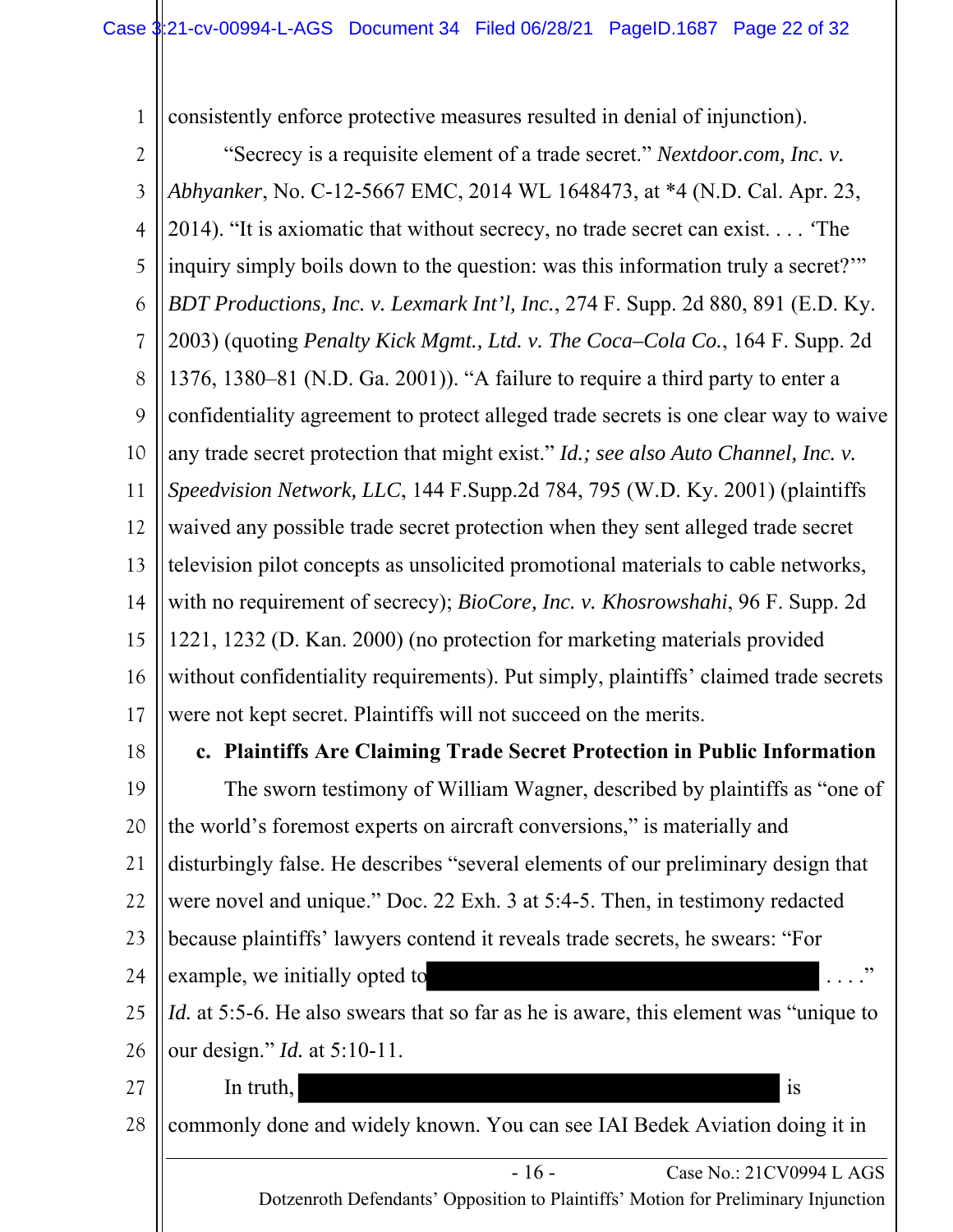consistently enforce protective measures resulted in denial of injunction).

"Secrecy is a requisite element of a trade secret." *Nextdoor.com, Inc. v. Abhyanker*, No. C-12-5667 EMC, 2014 WL 1648473, at *4 (N.D. Cal. Apr. 23, 2014). "It is axiomatic that without secrecy, no trade secret can exist. . . . 'The inquiry simply boils down to the question: was this information truly a secret?'" *BDT Productions, Inc. v. Lexmark Int'l, Inc.*, 274 F. Supp. 2d 880, 891 (E.D. Ky. 2003) (quoting *Penalty Kick Mgmt., Ltd. v. The Coca–Cola Co.*, 164 F. Supp. 2d 1376, 1380–81 (N.D. Ga. 2001)). "A failure to require a third party to enter a confidentiality agreement to protect alleged trade secrets is one clear way to waive any trade secret protection that might exist." *Id.; see also Auto Channel, Inc. v. Speedvision Network, LLC*, 144 F.Supp.2d 784, 795 (W.D. Ky. 2001) (plaintiffs waived any possible trade secret protection when they sent alleged trade secret television pilot concepts as unsolicited promotional materials to cable networks, with no requirement of secrecy); *BioCore, Inc. v. Khosrowshahi*, 96 F. Supp. 2d 1221, 1232 (D. Kan. 2000) (no protection for marketing materials provided without confidentiality requirements). Put simply, plaintiffs' claimed trade secrets were not kept secret. Plaintiffs will not succeed on the merits.

**c. Plaintiffs Are Claiming Trade Secret Protection in Public Information**

The sworn testimony of William Wagner, described by plaintiffs as "one of the world's foremost experts on aircraft conversions," is materially and disturbingly false. He describes "several elements of our preliminary design that were novel and unique." Doc. 22 Exh. 3 at 5:4-5. Then, in testimony redacted because plaintiffs' lawyers contend it reveals trade secrets, he swears: "For example, we initially opted to [REDACTED] . . . ." *Id.* at 5:5-6. He also swears that so far as he is aware, this element was "unique to our design." *Id.* at 5:10-11.

In truth, [REDACTED] is commonly done and widely known. You can see IAI Bedek Aviation doing it in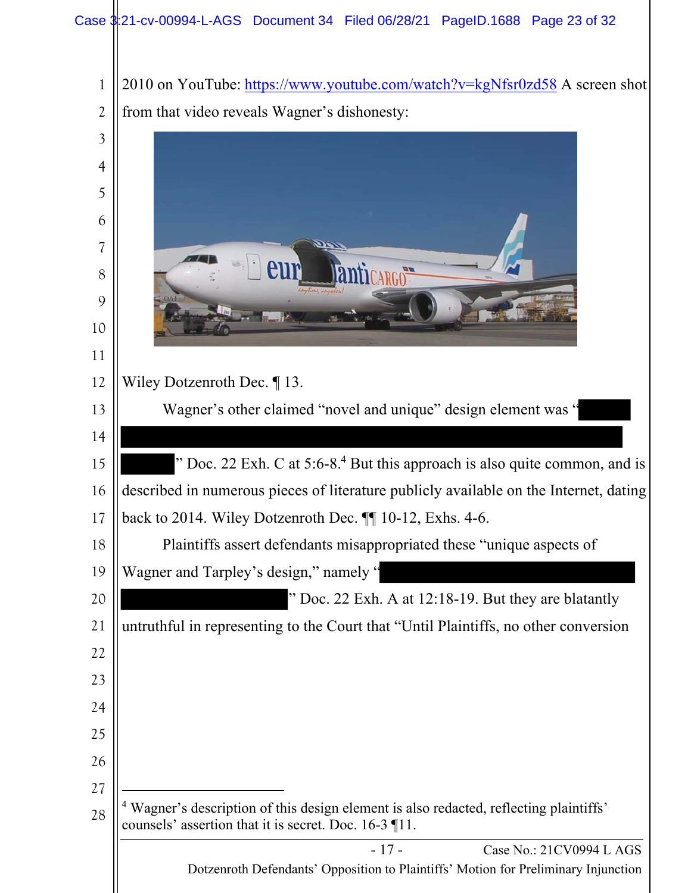2010 on YouTube: https://www.youtube.com/watch?v=kgNfsr0zd58 A screen shot from that video reveals Wagner's dishonesty:

Wiley Dotzenroth Dec. ¶ 13.

Wagner's other claimed "novel and unique" design element was "[REDACTED]" Doc. 22 Exh. C at 5:6-8.[4] But this approach is also quite common, and is described in numerous pieces of literature publicly available on the Internet, dating back to 2014. Wiley Dotzenroth Dec. ¶¶ 10-12, Exhs. 4-6.

Plaintiffs assert defendants misappropriated these "unique aspects of Wagner and Tarpley's design," namely "[REDACTED]" Doc. 22 Exh. A at 12:18-19. But they are blatantly untruthful in representing to the Court that "Until Plaintiffs, no other conversion

---

[4] Wagner's description of this design element is also redacted, reflecting plaintiffs' counsels' assertion that it is secret. Doc. 16-3 ¶11.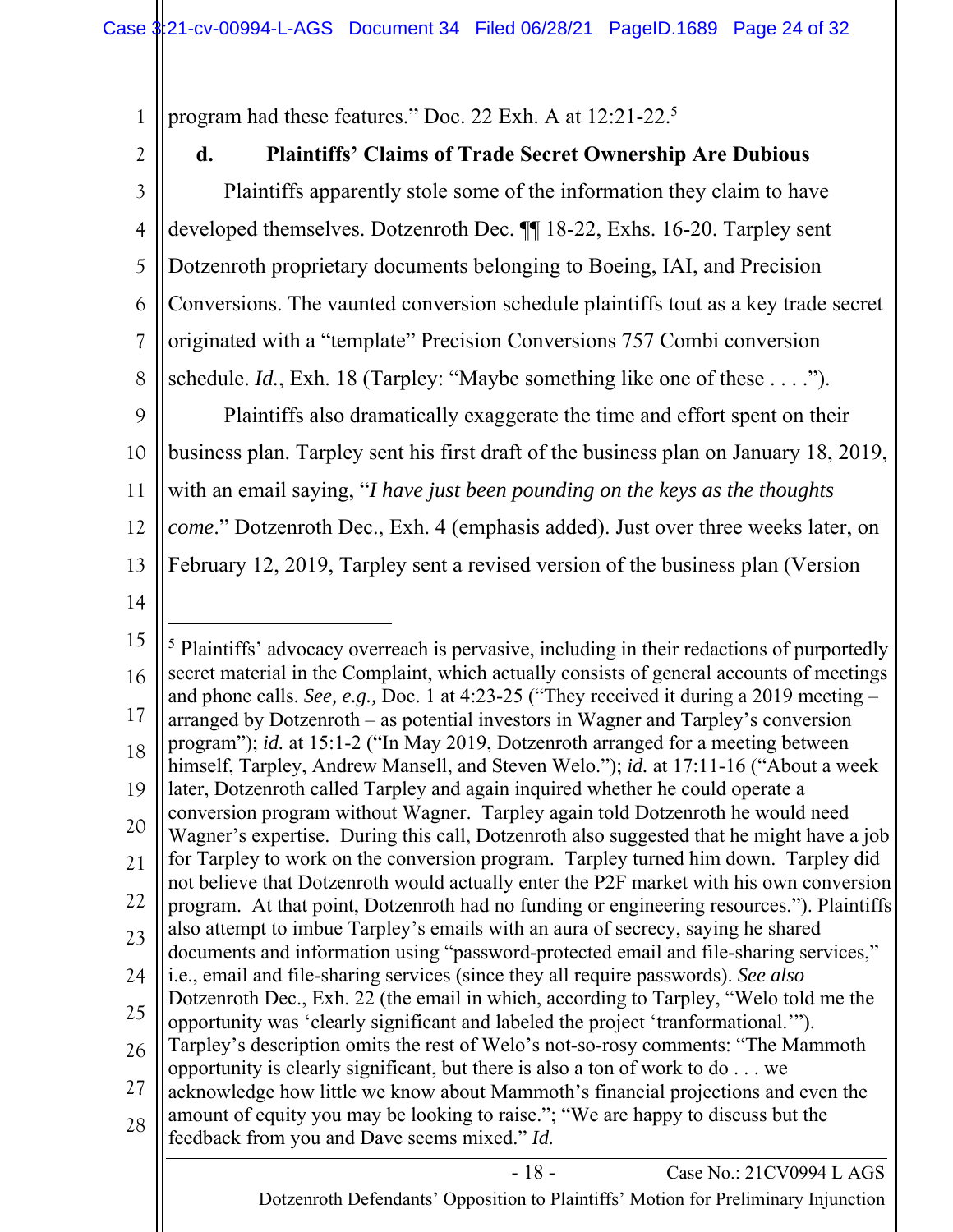program had these features." Doc. 22 Exh. A at 12:21-22.[5]

**d. Plaintiffs' Claims of Trade Secret Ownership Are Dubious**

Plaintiffs apparently stole some of the information they claim to have developed themselves. Dotzenroth Dec. ¶¶ 18-22, Exhs. 16-20. Tarpley sent Dotzenroth proprietary documents belonging to Boeing, IAI, and Precision Conversions. The vaunted conversion schedule plaintiffs tout as a key trade secret originated with a "template" Precision Conversions 757 Combi conversion schedule. *Id.*, Exh. 18 (Tarpley: "Maybe something like one of these . . . .").

Plaintiffs also dramatically exaggerate the time and effort spent on their business plan. Tarpley sent his first draft of the business plan on January 18, 2019, with an email saying, "*I have just been pounding on the keys as the thoughts come*." Dotzenroth Dec., Exh. 4 (emphasis added). Just over three weeks later, on February 12, 2019, Tarpley sent a revised version of the business plan (Version

---

[5] Plaintiffs' advocacy overreach is pervasive, including in their redactions of purportedly secret material in the Complaint, which actually consists of general accounts of meetings and phone calls. *See, e.g.,* Doc. 1 at 4:23-25 ("They received it during a 2019 meeting – arranged by Dotzenroth – as potential investors in Wagner and Tarpley's conversion program"); *id.* at 15:1-2 ("In May 2019, Dotzenroth arranged for a meeting between himself, Tarpley, Andrew Mansell, and Steven Welo."); *id.* at 17:11-16 ("About a week later, Dotzenroth called Tarpley and again inquired whether he could operate a conversion program without Wagner. Tarpley again told Dotzenroth he would need Wagner's expertise. During this call, Dotzenroth also suggested that he might have a job for Tarpley to work on the conversion program. Tarpley turned him down. Tarpley did not believe that Dotzenroth would actually enter the P2F market with his own conversion program. At that point, Dotzenroth had no funding or engineering resources."). Plaintiffs also attempt to imbue Tarpley's emails with an aura of secrecy, saying he shared documents and information using "password-protected email and file-sharing services," i.e., email and file-sharing services (since they all require passwords). *See also* Dotzenroth Dec., Exh. 22 (the email in which, according to Tarpley, "Welo told me the opportunity was 'clearly significant and labeled the project 'tranformational.'"). Tarpley's description omits the rest of Welo's not-so-rosy comments: "The Mammoth opportunity is clearly significant, but there is also a ton of work to do . . . we acknowledge how little we know about Mammoth's financial projections and even the amount of equity you may be looking to raise."; "We are happy to discuss but the feedback from you and Dave seems mixed." *Id.*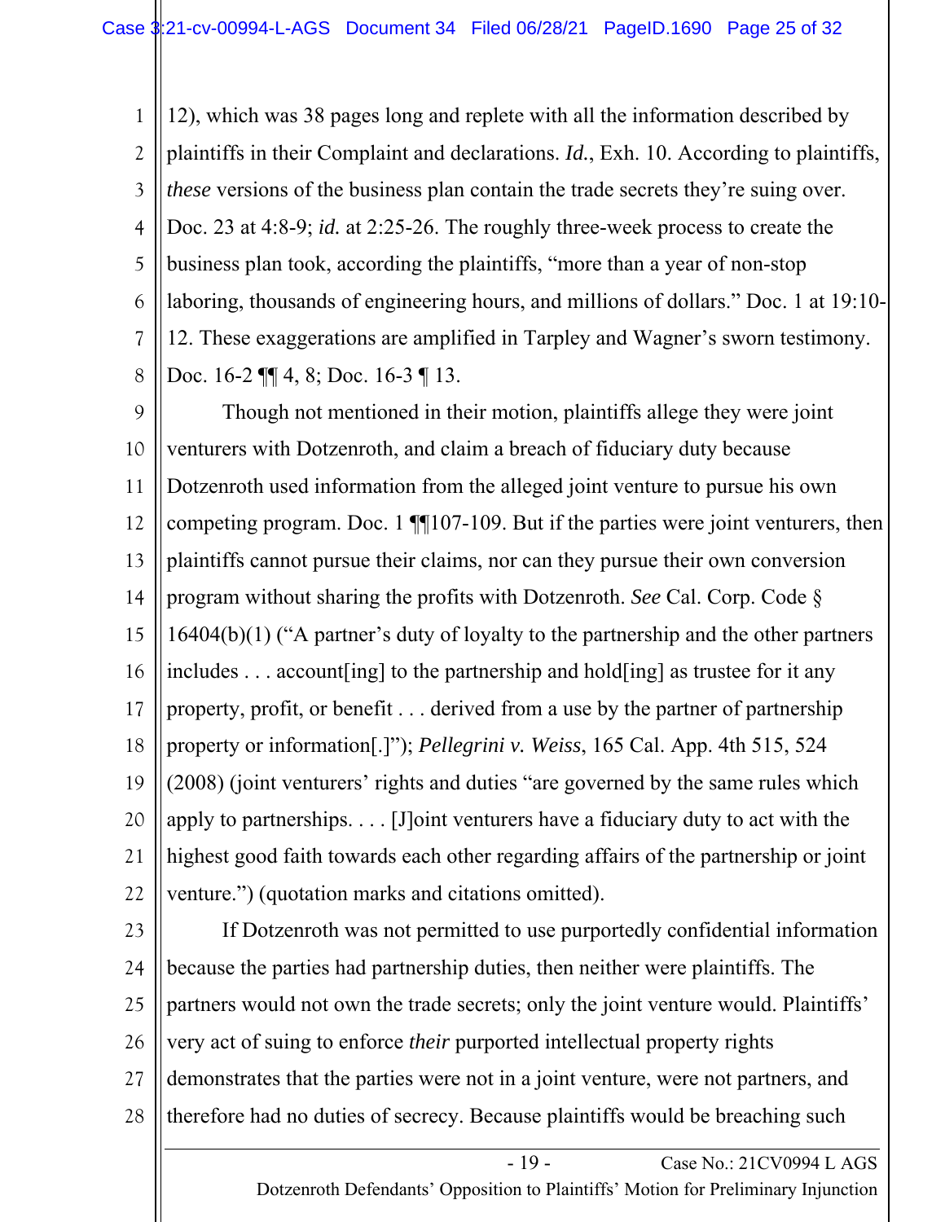12), which was 38 pages long and replete with all the information described by plaintiffs in their Complaint and declarations. *Id.*, Exh. 10. According to plaintiffs, *these* versions of the business plan contain the trade secrets they're suing over. Doc. 23 at 4:8-9; *id.* at 2:25-26. The roughly three-week process to create the business plan took, according the plaintiffs, "more than a year of non-stop laboring, thousands of engineering hours, and millions of dollars." Doc. 1 at 19:10-12. These exaggerations are amplified in Tarpley and Wagner's sworn testimony. Doc. 16-2 ¶¶ 4, 8; Doc. 16-3 ¶ 13.

Though not mentioned in their motion, plaintiffs allege they were joint venturers with Dotzenroth, and claim a breach of fiduciary duty because Dotzenroth used information from the alleged joint venture to pursue his own competing program. Doc. 1 ¶¶107-109. But if the parties were joint venturers, then plaintiffs cannot pursue their claims, nor can they pursue their own conversion program without sharing the profits with Dotzenroth. *See* Cal. Corp. Code § 16404(b)(1) ("A partner's duty of loyalty to the partnership and the other partners includes . . . account[ing] to the partnership and hold[ing] as trustee for it any property, profit, or benefit . . . derived from a use by the partner of partnership property or information[.]"); *Pellegrini v. Weiss*, 165 Cal. App. 4th 515, 524 (2008) (joint venturers' rights and duties "are governed by the same rules which apply to partnerships. . . . [J]oint venturers have a fiduciary duty to act with the highest good faith towards each other regarding affairs of the partnership or joint venture.") (quotation marks and citations omitted).

If Dotzenroth was not permitted to use purportedly confidential information because the parties had partnership duties, then neither were plaintiffs. The partners would not own the trade secrets; only the joint venture would. Plaintiffs' very act of suing to enforce *their* purported intellectual property rights demonstrates that the parties were not in a joint venture, were not partners, and therefore had no duties of secrecy. Because plaintiffs would be breaching such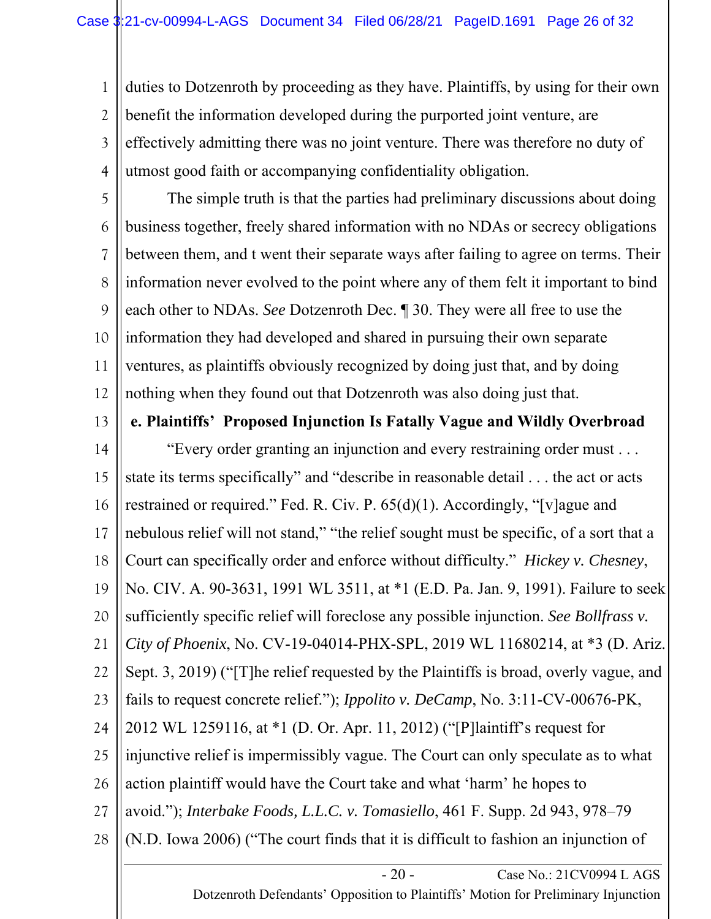duties to Dotzenroth by proceeding as they have. Plaintiffs, by using for their own benefit the information developed during the purported joint venture, are effectively admitting there was no joint venture. There was therefore no duty of utmost good faith or accompanying confidentiality obligation.

The simple truth is that the parties had preliminary discussions about doing business together, freely shared information with no NDAs or secrecy obligations between them, and t went their separate ways after failing to agree on terms. Their information never evolved to the point where any of them felt it important to bind each other to NDAs. *See* Dotzenroth Dec. ¶ 30. They were all free to use the information they had developed and shared in pursuing their own separate ventures, as plaintiffs obviously recognized by doing just that, and by doing nothing when they found out that Dotzenroth was also doing just that.

**e. Plaintiffs' Proposed Injunction Is Fatally Vague and Wildly Overbroad**

"Every order granting an injunction and every restraining order must . . . state its terms specifically" and "describe in reasonable detail . . . the act or acts restrained or required." Fed. R. Civ. P. 65(d)(1). Accordingly, "[v]ague and nebulous relief will not stand," "the relief sought must be specific, of a sort that a Court can specifically order and enforce without difficulty." *Hickey v. Chesney*, No. CIV. A. 90-3631, 1991 WL 3511, at *1 (E.D. Pa. Jan. 9, 1991). Failure to seek sufficiently specific relief will foreclose any possible injunction. *See Bollfrass v. City of Phoenix*, No. CV-19-04014-PHX-SPL, 2019 WL 11680214, at *3 (D. Ariz. Sept. 3, 2019) ("[T]he relief requested by the Plaintiffs is broad, overly vague, and fails to request concrete relief."); *Ippolito v. DeCamp*, No. 3:11-CV-00676-PK, 2012 WL 1259116, at *1 (D. Or. Apr. 11, 2012) ("[P]laintiff's request for injunctive relief is impermissibly vague. The Court can only speculate as to what action plaintiff would have the Court take and what 'harm' he hopes to avoid."); *Interbake Foods, L.L.C. v. Tomasiello*, 461 F. Supp. 2d 943, 978–79 (N.D. Iowa 2006) ("The court finds that it is difficult to fashion an injunction of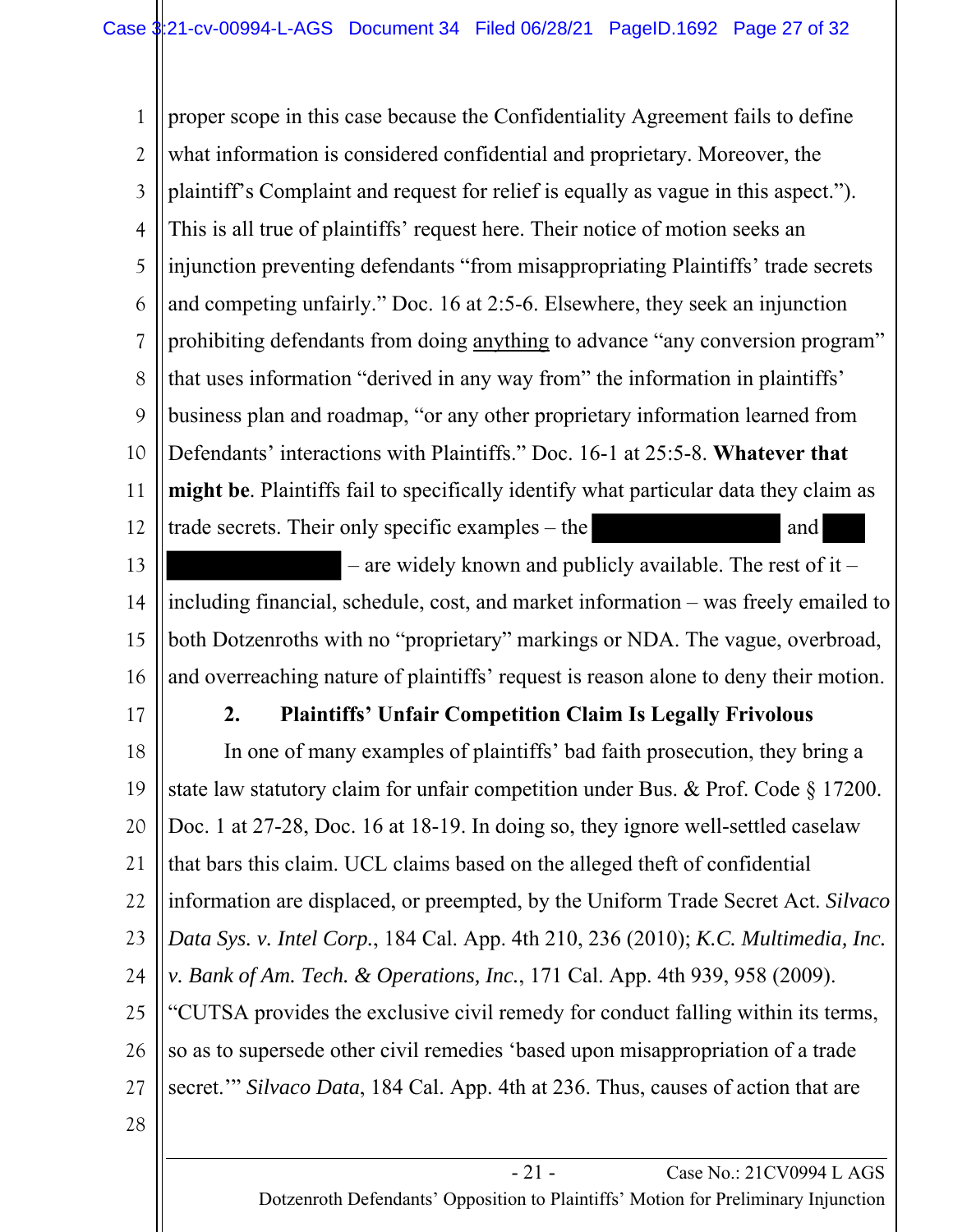proper scope in this case because the Confidentiality Agreement fails to define what information is considered confidential and proprietary. Moreover, the plaintiff's Complaint and request for relief is equally as vague in this aspect."). This is all true of plaintiffs' request here. Their notice of motion seeks an injunction preventing defendants "from misappropriating Plaintiffs' trade secrets and competing unfairly." Doc. 16 at 2:5-6. Elsewhere, they seek an injunction prohibiting defendants from doing <u>anything</u> to advance "any conversion program" that uses information "derived in any way from" the information in plaintiffs' business plan and roadmap, "or any other proprietary information learned from Defendants' interactions with Plaintiffs." Doc. 16-1 at 25:5-8. **Whatever that might be**. Plaintiffs fail to specifically identify what particular data they claim as trade secrets. Their only specific examples – the [REDACTED] and [REDACTED] – are widely known and publicly available. The rest of it – including financial, schedule, cost, and market information – was freely emailed to both Dotzenroths with no "proprietary" markings or NDA. The vague, overbroad, and overreaching nature of plaintiffs' request is reason alone to deny their motion.

**2. Plaintiffs' Unfair Competition Claim Is Legally Frivolous**

In one of many examples of plaintiffs' bad faith prosecution, they bring a state law statutory claim for unfair competition under Bus. & Prof. Code § 17200. Doc. 1 at 27-28, Doc. 16 at 18-19. In doing so, they ignore well-settled caselaw that bars this claim. UCL claims based on the alleged theft of confidential information are displaced, or preempted, by the Uniform Trade Secret Act. *Silvaco Data Sys. v. Intel Corp.*, 184 Cal. App. 4th 210, 236 (2010); *K.C. Multimedia, Inc. v. Bank of Am. Tech. & Operations, Inc.*, 171 Cal. App. 4th 939, 958 (2009). "CUTSA provides the exclusive civil remedy for conduct falling within its terms, so as to supersede other civil remedies 'based upon misappropriation of a trade secret.'" *Silvaco Data*, 184 Cal. App. 4th at 236. Thus, causes of action that are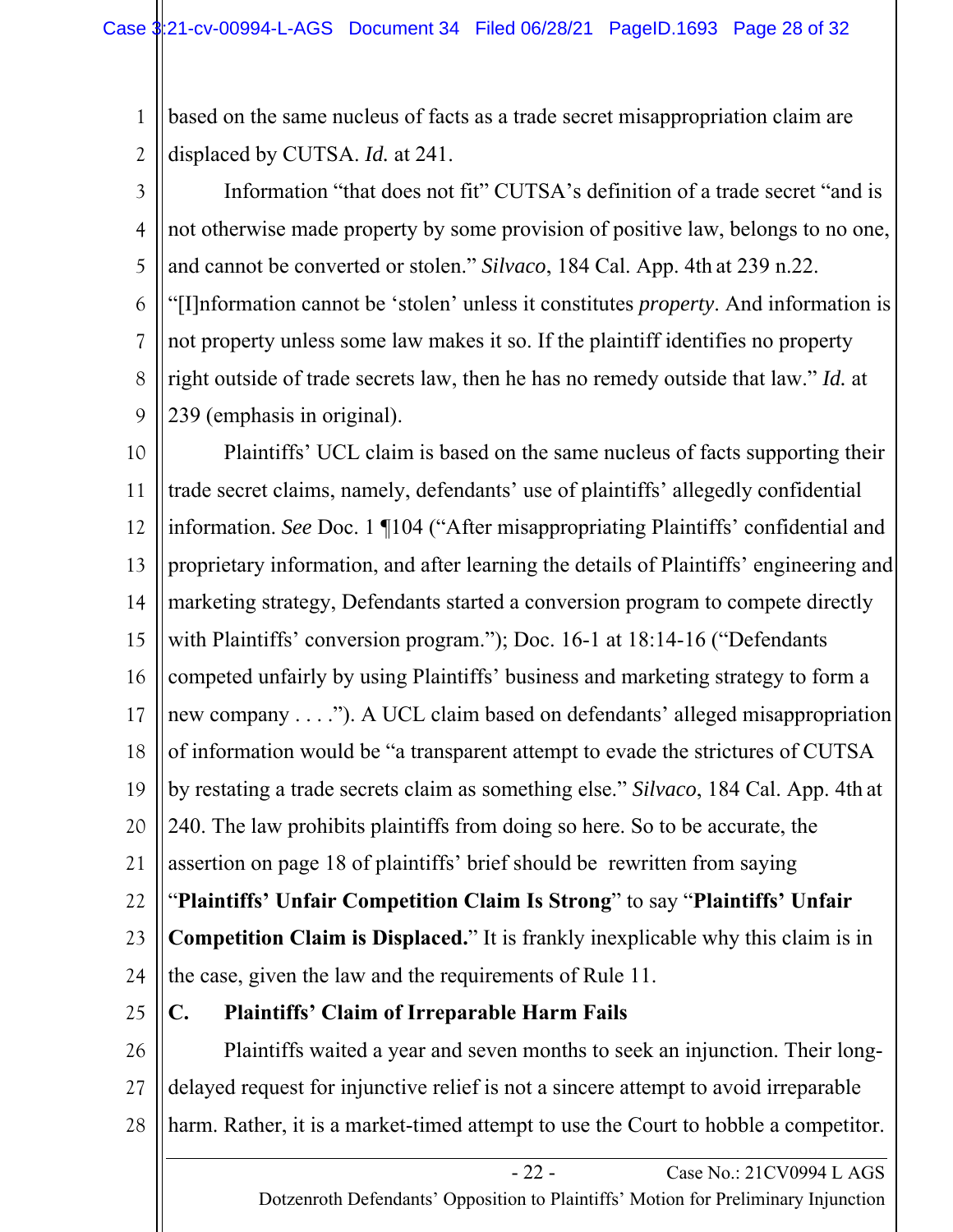based on the same nucleus of facts as a trade secret misappropriation claim are displaced by CUTSA. *Id.* at 241.

Information "that does not fit" CUTSA's definition of a trade secret "and is not otherwise made property by some provision of positive law, belongs to no one, and cannot be converted or stolen." *Silvaco*, 184 Cal. App. 4th at 239 n.22. "[I]nformation cannot be 'stolen' unless it constitutes *property*. And information is not property unless some law makes it so. If the plaintiff identifies no property right outside of trade secrets law, then he has no remedy outside that law." *Id.* at 239 (emphasis in original).

Plaintiffs' UCL claim is based on the same nucleus of facts supporting their trade secret claims, namely, defendants' use of plaintiffs' allegedly confidential information. *See* Doc. 1 ¶104 ("After misappropriating Plaintiffs' confidential and proprietary information, and after learning the details of Plaintiffs' engineering and marketing strategy, Defendants started a conversion program to compete directly with Plaintiffs' conversion program."); Doc. 16-1 at 18:14-16 ("Defendants competed unfairly by using Plaintiffs' business and marketing strategy to form a new company . . . ."). A UCL claim based on defendants' alleged misappropriation of information would be "a transparent attempt to evade the strictures of CUTSA by restating a trade secrets claim as something else." *Silvaco*, 184 Cal. App. 4th at 240. The law prohibits plaintiffs from doing so here. So to be accurate, the assertion on page 18 of plaintiffs' brief should be rewritten from saying "**Plaintiffs' Unfair Competition Claim Is Strong**" to say "**Plaintiffs' Unfair Competition Claim is Displaced.**" It is frankly inexplicable why this claim is in the case, given the law and the requirements of Rule 11.

## C. Plaintiffs' Claim of Irreparable Harm Fails

Plaintiffs waited a year and seven months to seek an injunction. Their long-delayed request for injunctive relief is not a sincere attempt to avoid irreparable harm. Rather, it is a market-timed attempt to use the Court to hobble a competitor.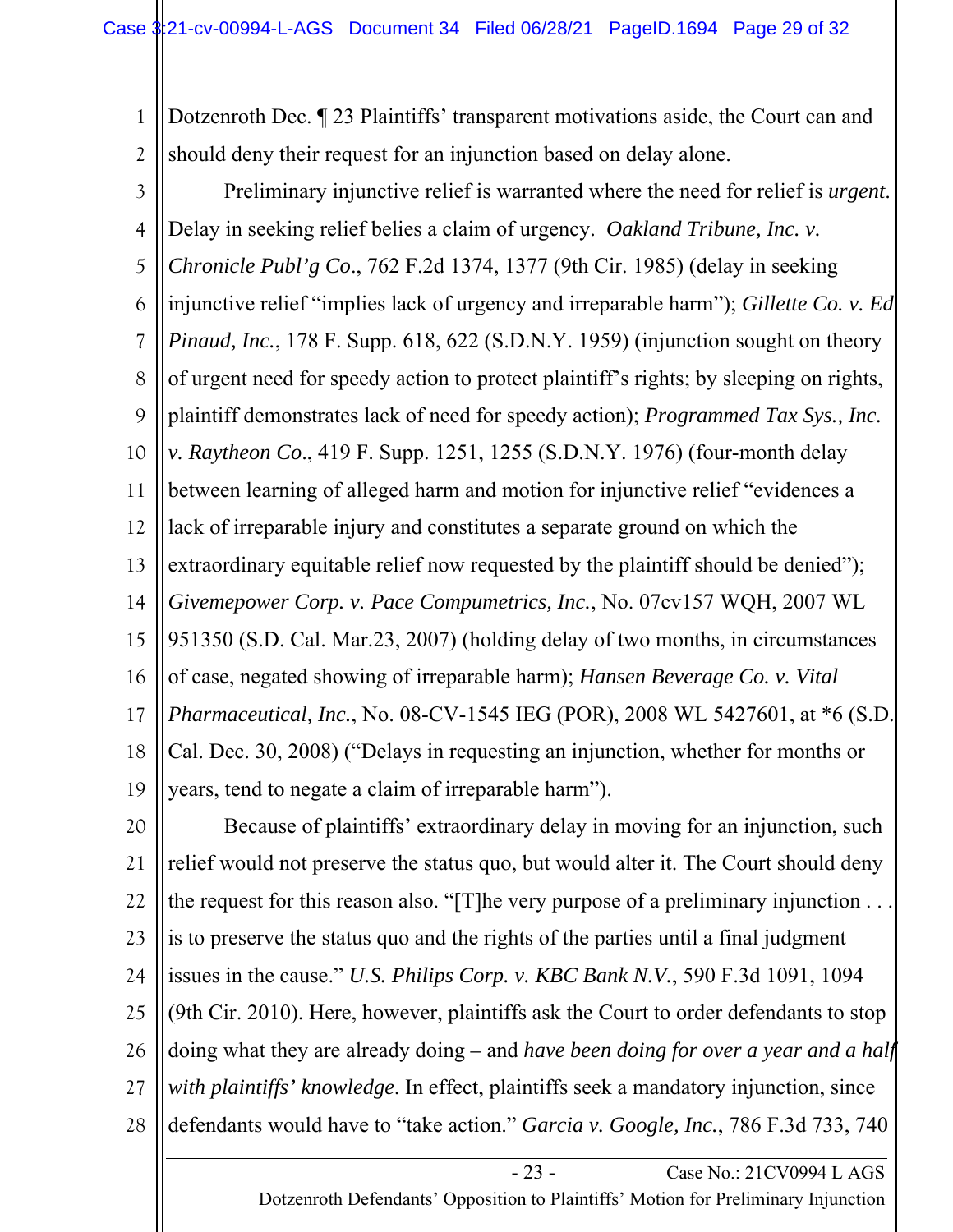Dotzenroth Dec. ¶ 23 Plaintiffs' transparent motivations aside, the Court can and should deny their request for an injunction based on delay alone.

Preliminary injunctive relief is warranted where the need for relief is *urgent*. Delay in seeking relief belies a claim of urgency. *Oakland Tribune, Inc. v. Chronicle Publ'g Co*., 762 F.2d 1374, 1377 (9th Cir. 1985) (delay in seeking injunctive relief "implies lack of urgency and irreparable harm"); *Gillette Co. v. Ed Pinaud, Inc.*, 178 F. Supp. 618, 622 (S.D.N.Y. 1959) (injunction sought on theory of urgent need for speedy action to protect plaintiff's rights; by sleeping on rights, plaintiff demonstrates lack of need for speedy action); *Programmed Tax Sys., Inc. v. Raytheon Co*., 419 F. Supp. 1251, 1255 (S.D.N.Y. 1976) (four-month delay between learning of alleged harm and motion for injunctive relief "evidences a lack of irreparable injury and constitutes a separate ground on which the extraordinary equitable relief now requested by the plaintiff should be denied"); *Givemepower Corp. v. Pace Compumetrics, Inc.*, No. 07cv157 WQH, 2007 WL 951350 (S.D. Cal. Mar.23, 2007) (holding delay of two months, in circumstances of case, negated showing of irreparable harm); *Hansen Beverage Co. v. Vital Pharmaceutical, Inc.*, No. 08-CV-1545 IEG (POR), 2008 WL 5427601, at *6 (S.D. Cal. Dec. 30, 2008) ("Delays in requesting an injunction, whether for months or years, tend to negate a claim of irreparable harm").

Because of plaintiffs' extraordinary delay in moving for an injunction, such relief would not preserve the status quo, but would alter it. The Court should deny the request for this reason also. "[T]he very purpose of a preliminary injunction . . . is to preserve the status quo and the rights of the parties until a final judgment issues in the cause." *U.S. Philips Corp. v. KBC Bank N.V.*, 590 F.3d 1091, 1094 (9th Cir. 2010). Here, however, plaintiffs ask the Court to order defendants to stop doing what they are already doing – and *have been doing for over a year and a half with plaintiffs' knowledge*. In effect, plaintiffs seek a mandatory injunction, since defendants would have to "take action." *Garcia v. Google, Inc.*, 786 F.3d 733, 740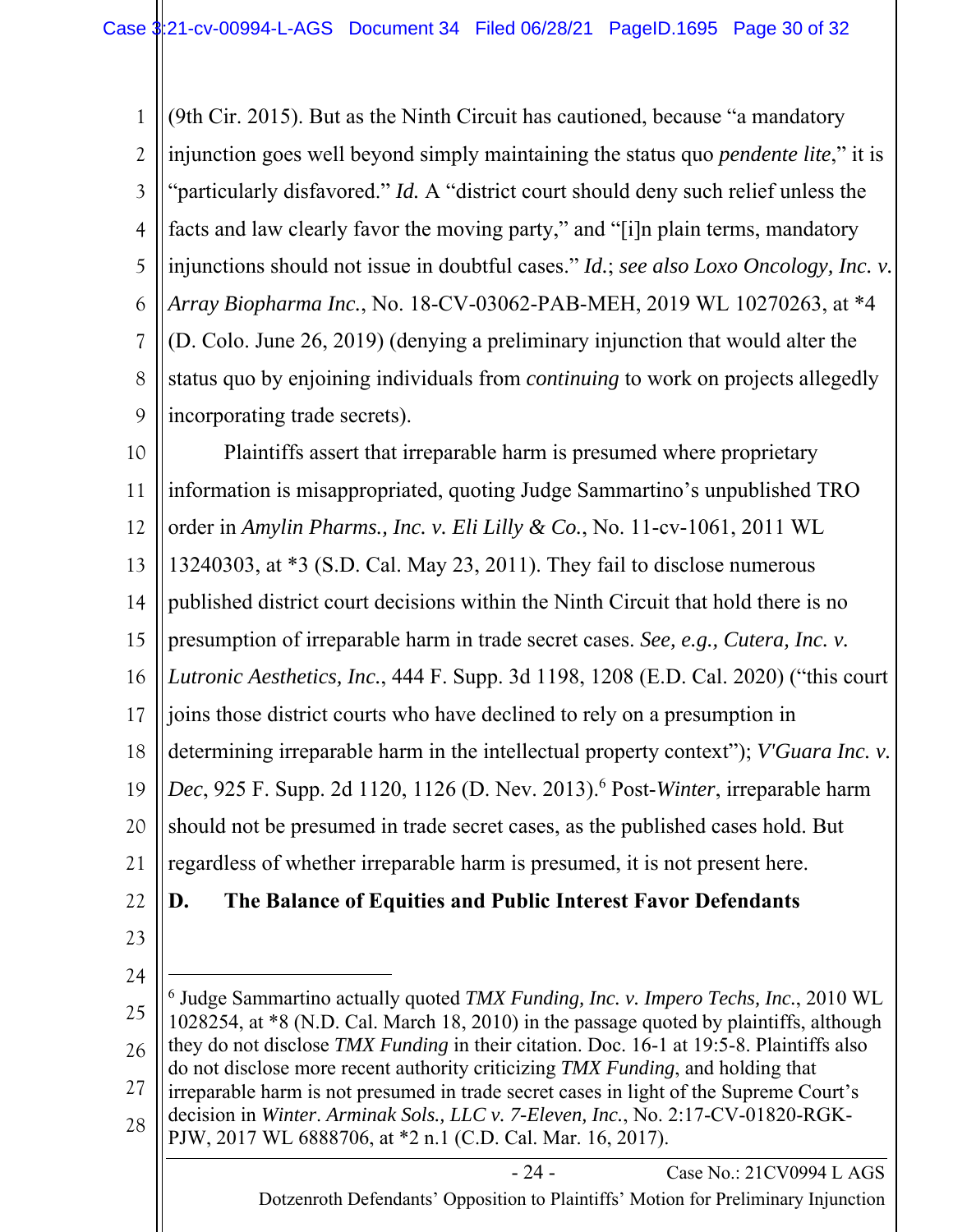(9th Cir. 2015). But as the Ninth Circuit has cautioned, because "a mandatory injunction goes well beyond simply maintaining the status quo *pendente lite*," it is "particularly disfavored." *Id.* A "district court should deny such relief unless the facts and law clearly favor the moving party," and "[i]n plain terms, mandatory injunctions should not issue in doubtful cases." *Id.*; *see also Loxo Oncology, Inc. v. Array Biopharma Inc.*, No. 18-CV-03062-PAB-MEH, 2019 WL 10270263, at *4 (D. Colo. June 26, 2019) (denying a preliminary injunction that would alter the status quo by enjoining individuals from *continuing* to work on projects allegedly incorporating trade secrets).

Plaintiffs assert that irreparable harm is presumed where proprietary information is misappropriated, quoting Judge Sammartino's unpublished TRO order in *Amylin Pharms., Inc. v. Eli Lilly & Co.*, No. 11-cv-1061, 2011 WL 13240303, at *3 (S.D. Cal. May 23, 2011). They fail to disclose numerous published district court decisions within the Ninth Circuit that hold there is no presumption of irreparable harm in trade secret cases. *See, e.g., Cutera, Inc. v. Lutronic Aesthetics, Inc.*, 444 F. Supp. 3d 1198, 1208 (E.D. Cal. 2020) ("this court joins those district courts who have declined to rely on a presumption in determining irreparable harm in the intellectual property context"); *V'Guara Inc. v. Dec*, 925 F. Supp. 2d 1120, 1126 (D. Nev. 2013).[6] Post-*Winter*, irreparable harm should not be presumed in trade secret cases, as the published cases hold. But regardless of whether irreparable harm is presumed, it is not present here.

**D. The Balance of Equities and Public Interest Favor Defendants**

---

[6] Judge Sammartino actually quoted *TMX Funding, Inc. v. Impero Techs, Inc.*, 2010 WL 1028254, at *8 (N.D. Cal. March 18, 2010) in the passage quoted by plaintiffs, although they do not disclose *TMX Funding* in their citation. Doc. 16-1 at 19:5-8. Plaintiffs also do not disclose more recent authority criticizing *TMX Funding*, and holding that irreparable harm is not presumed in trade secret cases in light of the Supreme Court's decision in *Winter*. *Arminak Sols., LLC v. 7-Eleven, Inc.*, No. 2:17-CV-01820-RGK-PJW, 2017 WL 6888706, at *2 n.1 (C.D. Cal. Mar. 16, 2017).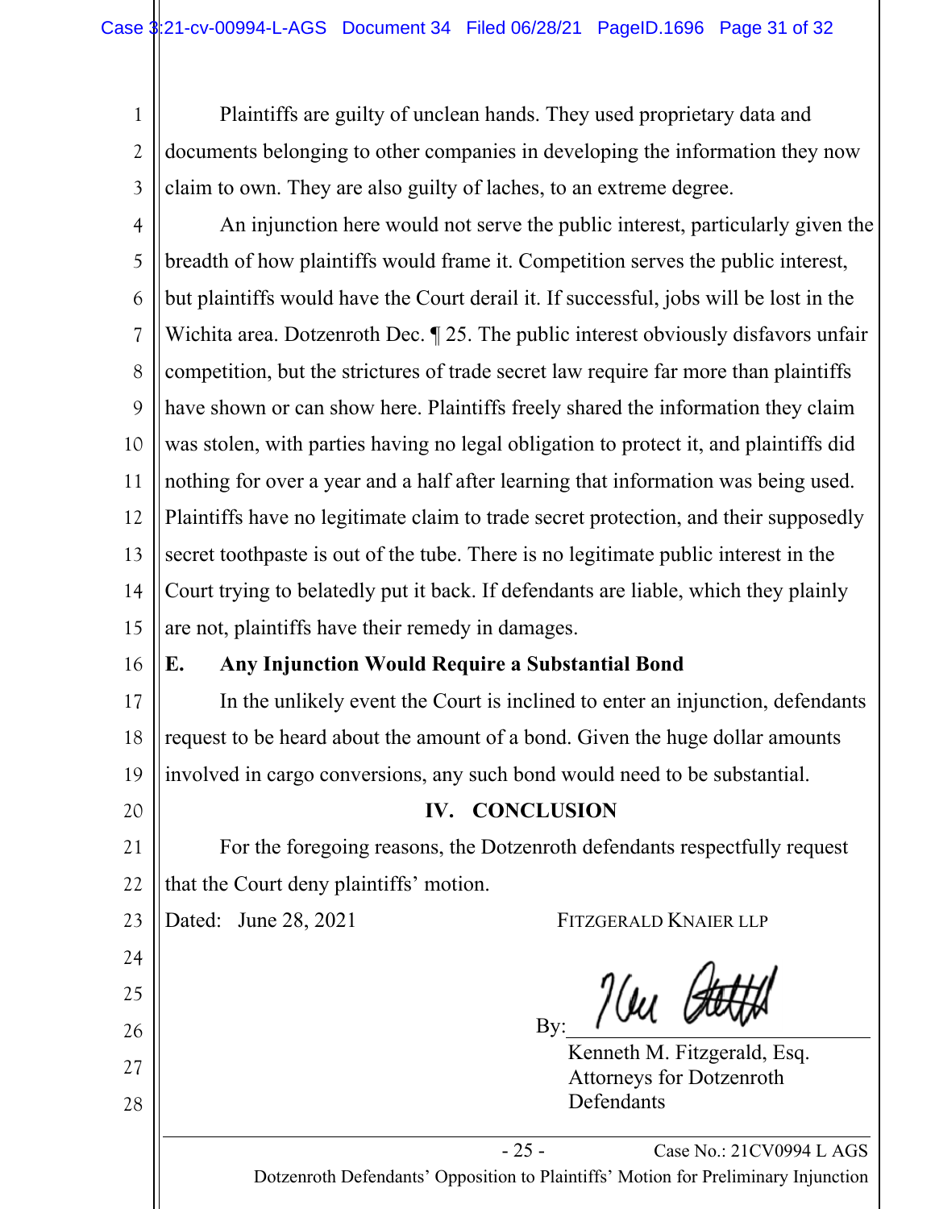Plaintiffs are guilty of unclean hands. They used proprietary data and documents belonging to other companies in developing the information they now claim to own. They are also guilty of laches, to an extreme degree.

An injunction here would not serve the public interest, particularly given the breadth of how plaintiffs would frame it. Competition serves the public interest, but plaintiffs would have the Court derail it. If successful, jobs will be lost in the Wichita area. Dotzenroth Dec. ¶ 25. The public interest obviously disfavors unfair competition, but the strictures of trade secret law require far more than plaintiffs have shown or can show here. Plaintiffs freely shared the information they claim was stolen, with parties having no legal obligation to protect it, and plaintiffs did nothing for over a year and a half after learning that information was being used. Plaintiffs have no legitimate claim to trade secret protection, and their supposedly secret toothpaste is out of the tube. There is no legitimate public interest in the Court trying to belatedly put it back. If defendants are liable, which they plainly are not, plaintiffs have their remedy in damages.

### E. Any Injunction Would Require a Substantial Bond

In the unlikely event the Court is inclined to enter an injunction, defendants request to be heard about the amount of a bond. Given the huge dollar amounts involved in cargo conversions, any such bond would need to be substantial.

## IV. CONCLUSION

For the foregoing reasons, the Dotzenroth defendants respectfully request that the Court deny plaintiffs' motion.

Dated: June 28, 2021

FITZGERALD KNAIER LLP

By: ______________________

Kenneth M. Fitzgerald, Esq.
Attorneys for Dotzenroth Defendants

Dotzenroth Defendants' Opposition to Plaintiffs' Motion for Preliminary Injunction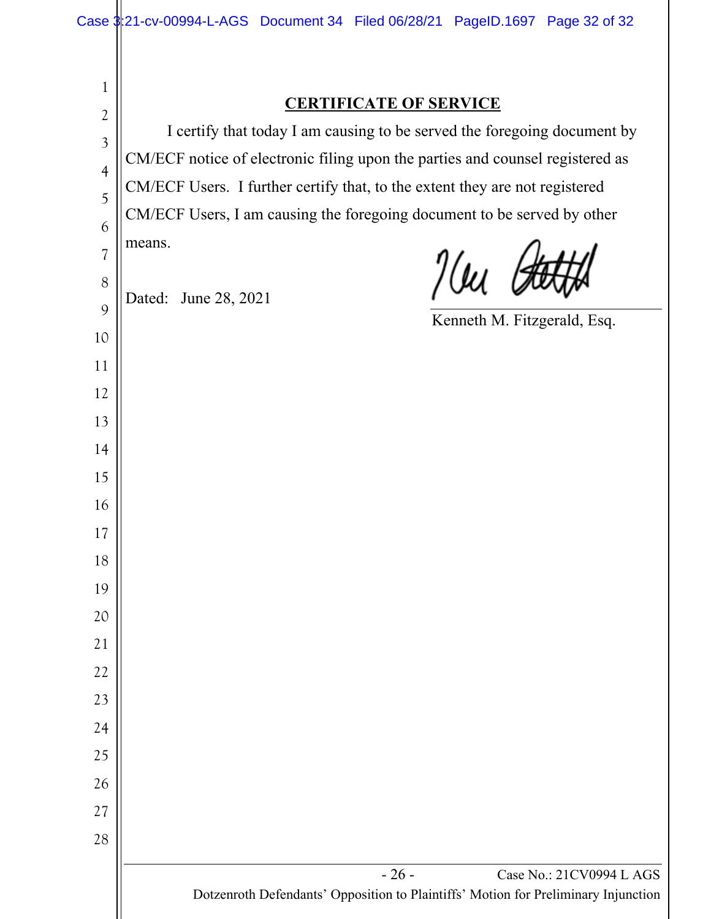## CERTIFICATE OF SERVICE

I certify that today I am causing to be served the foregoing document by CM/ECF notice of electronic filing upon the parties and counsel registered as CM/ECF Users. I further certify that, to the extent they are not registered CM/ECF Users, I am causing the foregoing document to be served by other means.

Dated: June 28, 2021

Kenneth M. Fitzgerald, Esq.